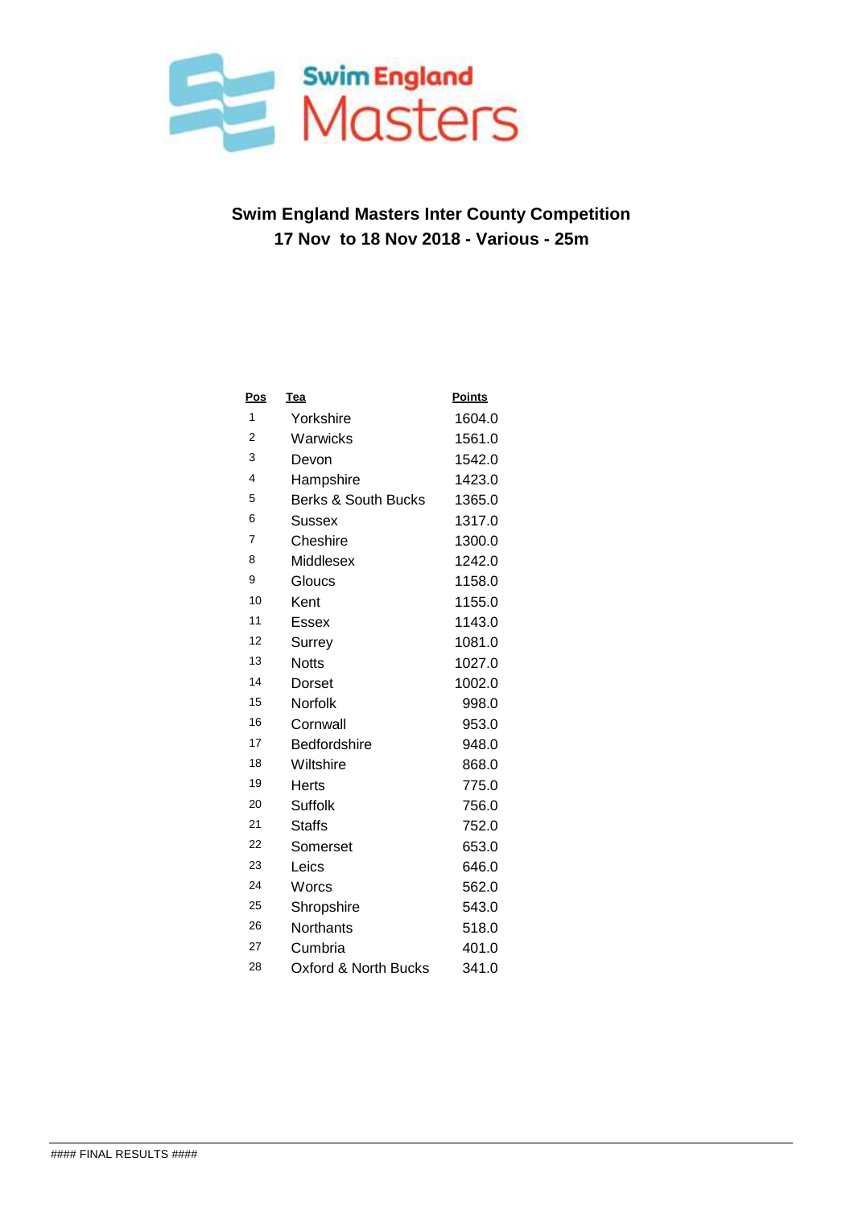Swim England Masters

# Swim England Masters Inter County Competition

## 17 Nov to 18 Nov 2018 - Various - 25m

| Pos | Tea | Points |
|---|---|---|
| 1 | Yorkshire | 1604.0 |
| 2 | Warwicks | 1561.0 |
| 3 | Devon | 1542.0 |
| 4 | Hampshire | 1423.0 |
| 5 | Berks & South Bucks | 1365.0 |
| 6 | Sussex | 1317.0 |
| 7 | Cheshire | 1300.0 |
| 8 | Middlesex | 1242.0 |
| 9 | Gloucs | 1158.0 |
| 10 | Kent | 1155.0 |
| 11 | Essex | 1143.0 |
| 12 | Surrey | 1081.0 |
| 13 | Notts | 1027.0 |
| 14 | Dorset | 1002.0 |
| 15 | Norfolk | 998.0 |
| 16 | Cornwall | 953.0 |
| 17 | Bedfordshire | 948.0 |
| 18 | Wiltshire | 868.0 |
| 19 | Herts | 775.0 |
| 20 | Suffolk | 756.0 |
| 21 | Staffs | 752.0 |
| 22 | Somerset | 653.0 |
| 23 | Leics | 646.0 |
| 24 | Worcs | 562.0 |
| 25 | Shropshire | 543.0 |
| 26 | Northants | 518.0 |
| 27 | Cumbria | 401.0 |
| 28 | Oxford & North Bucks | 341.0 |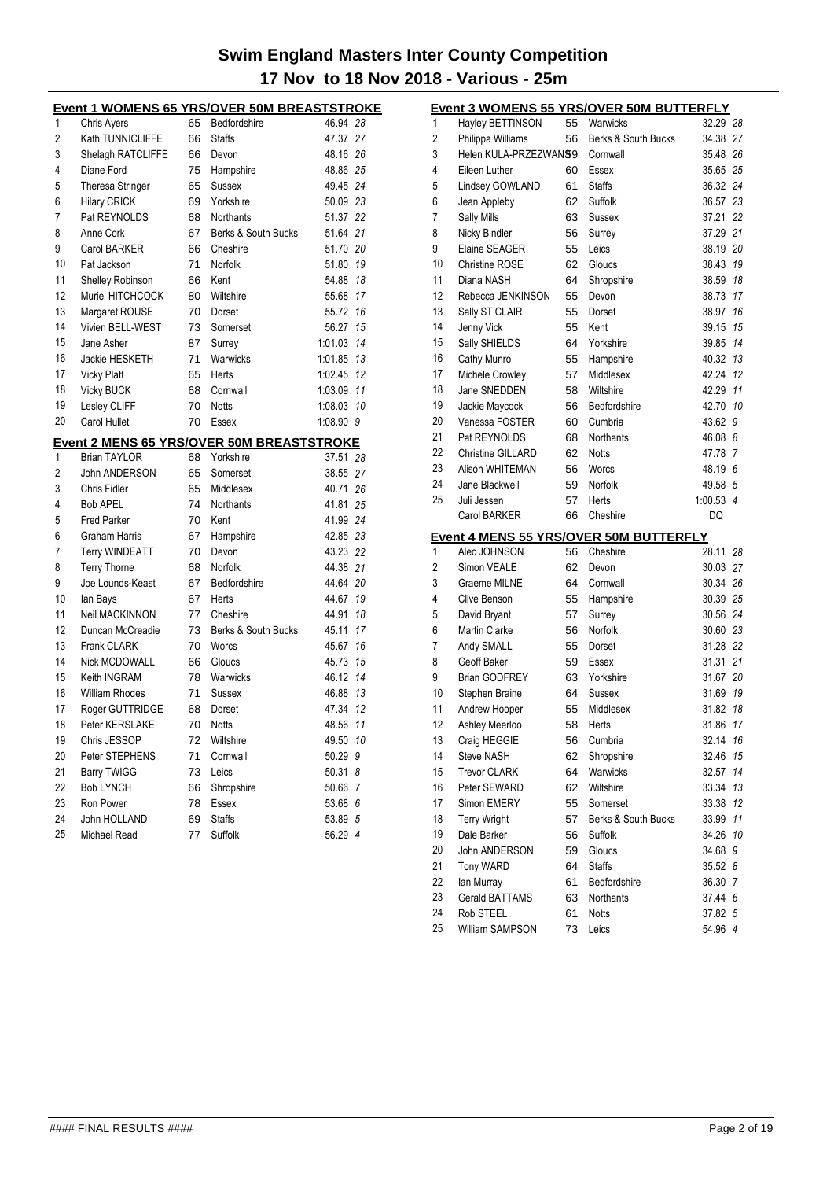# Swim England Masters Inter County Competition

## 17 Nov to 18 Nov 2018 - Various - 25m

### Event 1 WOMENS 65 YRS/OVER 50M BREASTSTROKE

| Place | Name | Age | County | Time | Points |
|---|---|---|---|---|---|
| 1 | Chris Ayers | 65 | Bedfordshire | 46.94 | 28 |
| 2 | Kath TUNNICLIFFE | 66 | Staffs | 47.37 | 27 |
| 3 | Shelagh RATCLIFFE | 66 | Devon | 48.16 | 26 |
| 4 | Diane Ford | 75 | Hampshire | 48.86 | 25 |
| 5 | Theresa Stringer | 65 | Sussex | 49.45 | 24 |
| 6 | Hilary CRICK | 69 | Yorkshire | 50.09 | 23 |
| 7 | Pat REYNOLDS | 68 | Northants | 51.37 | 22 |
| 8 | Anne Cork | 67 | Berks & South Bucks | 51.64 | 21 |
| 9 | Carol BARKER | 66 | Cheshire | 51.70 | 20 |
| 10 | Pat Jackson | 71 | Norfolk | 51.80 | 19 |
| 11 | Shelley Robinson | 66 | Kent | 54.88 | 18 |
| 12 | Muriel HITCHCOCK | 80 | Wiltshire | 55.68 | 17 |
| 13 | Margaret ROUSE | 70 | Dorset | 55.72 | 16 |
| 14 | Vivien BELL-WEST | 73 | Somerset | 56.27 | 15 |
| 15 | Jane Asher | 87 | Surrey | 1:01.03 | 14 |
| 16 | Jackie HESKETH | 71 | Warwicks | 1:01.85 | 13 |
| 17 | Vicky Platt | 65 | Herts | 1:02.45 | 12 |
| 18 | Vicky BUCK | 68 | Cornwall | 1:03.09 | 11 |
| 19 | Lesley CLIFF | 70 | Notts | 1:08.03 | 10 |
| 20 | Carol Hullet | 70 | Essex | 1:08.90 | 9 |

### Event 2 MENS 65 YRS/OVER 50M BREASTSTROKE

| Place | Name | Age | County | Time | Points |
|---|---|---|---|---|---|
| 1 | Brian TAYLOR | 68 | Yorkshire | 37.51 | 28 |
| 2 | John ANDERSON | 65 | Somerset | 38.55 | 27 |
| 3 | Chris Fidler | 65 | Middlesex | 40.71 | 26 |
| 4 | Bob APEL | 74 | Northants | 41.81 | 25 |
| 5 | Fred Parker | 70 | Kent | 41.99 | 24 |
| 6 | Graham Harris | 67 | Hampshire | 42.85 | 23 |
| 7 | Terry WINDEATT | 70 | Devon | 43.23 | 22 |
| 8 | Terry Thorne | 68 | Norfolk | 44.38 | 21 |
| 9 | Joe Lounds-Keast | 67 | Bedfordshire | 44.64 | 20 |
| 10 | Ian Bays | 67 | Herts | 44.67 | 19 |
| 11 | Neil MACKINNON | 77 | Cheshire | 44.91 | 18 |
| 12 | Duncan McCreadie | 73 | Berks & South Bucks | 45.11 | 17 |
| 13 | Frank CLARK | 70 | Worcs | 45.67 | 16 |
| 14 | Nick MCDOWALL | 66 | Gloucs | 45.73 | 15 |
| 15 | Keith INGRAM | 78 | Warwicks | 46.12 | 14 |
| 16 | William Rhodes | 71 | Sussex | 46.88 | 13 |
| 17 | Roger GUTTRIDGE | 68 | Dorset | 47.34 | 12 |
| 18 | Peter KERSLAKE | 70 | Notts | 48.56 | 11 |
| 19 | Chris JESSOP | 72 | Wiltshire | 49.50 | 10 |
| 20 | Peter STEPHENS | 71 | Cornwall | 50.29 | 9 |
| 21 | Barry TWIGG | 73 | Leics | 50.31 | 8 |
| 22 | Bob LYNCH | 66 | Shropshire | 50.66 | 7 |
| 23 | Ron Power | 78 | Essex | 53.68 | 6 |
| 24 | John HOLLAND | 69 | Staffs | 53.89 | 5 |
| 25 | Michael Read | 77 | Suffolk | 56.29 | 4 |

### Event 3 WOMENS 55 YRS/OVER 50M BUTTERFLY

| Place | Name | Age | County | Time | Points |
|---|---|---|---|---|---|
| 1 | Hayley BETTINSON | 55 | Warwicks | 32.29 | 28 |
| 2 | Philippa Williams | 56 | Berks & South Bucks | 34.38 | 27 |
| 3 | Helen KULA-PRZEZWANS | 59 | Cornwall | 35.48 | 26 |
| 4 | Eileen Luther | 60 | Essex | 35.65 | 25 |
| 5 | Lindsey GOWLAND | 61 | Staffs | 36.32 | 24 |
| 6 | Jean Appleby | 62 | Suffolk | 36.57 | 23 |
| 7 | Sally Mills | 63 | Sussex | 37.21 | 22 |
| 8 | Nicky Bindler | 56 | Surrey | 37.29 | 21 |
| 9 | Elaine SEAGER | 55 | Leics | 38.19 | 20 |
| 10 | Christine ROSE | 62 | Gloucs | 38.43 | 19 |
| 11 | Diana NASH | 64 | Shropshire | 38.59 | 18 |
| 12 | Rebecca JENKINSON | 55 | Devon | 38.73 | 17 |
| 13 | Sally ST CLAIR | 55 | Dorset | 38.97 | 16 |
| 14 | Jenny Vick | 55 | Kent | 39.15 | 15 |
| 15 | Sally SHIELDS | 64 | Yorkshire | 39.85 | 14 |
| 16 | Cathy Munro | 55 | Hampshire | 40.32 | 13 |
| 17 | Michele Crowley | 57 | Middlesex | 42.24 | 12 |
| 18 | Jane SNEDDEN | 58 | Wiltshire | 42.29 | 11 |
| 19 | Jackie Maycock | 56 | Bedfordshire | 42.70 | 10 |
| 20 | Vanessa FOSTER | 60 | Cumbria | 43.62 | 9 |
| 21 | Pat REYNOLDS | 68 | Northants | 46.08 | 8 |
| 22 | Christine GILLARD | 62 | Notts | 47.78 | 7 |
| 23 | Alison WHITEMAN | 56 | Worcs | 48.19 | 6 |
| 24 | Jane Blackwell | 59 | Norfolk | 49.58 | 5 |
| 25 | Juli Jessen | 57 | Herts | 1:00.53 | 4 |
| | Carol BARKER | 66 | Cheshire | DQ | |

### Event 4 MENS 55 YRS/OVER 50M BUTTERFLY

| Place | Name | Age | County | Time | Points |
|---|---|---|---|---|---|
| 1 | Alec JOHNSON | 56 | Cheshire | 28.11 | 28 |
| 2 | Simon VEALE | 62 | Devon | 30.03 | 27 |
| 3 | Graeme MILNE | 64 | Cornwall | 30.34 | 26 |
| 4 | Clive Benson | 55 | Hampshire | 30.39 | 25 |
| 5 | David Bryant | 57 | Surrey | 30.56 | 24 |
| 6 | Martin Clarke | 56 | Norfolk | 30.60 | 23 |
| 7 | Andy SMALL | 55 | Dorset | 31.28 | 22 |
| 8 | Geoff Baker | 59 | Essex | 31.31 | 21 |
| 9 | Brian GODFREY | 63 | Yorkshire | 31.67 | 20 |
| 10 | Stephen Braine | 64 | Sussex | 31.69 | 19 |
| 11 | Andrew Hooper | 55 | Middlesex | 31.82 | 18 |
| 12 | Ashley Meerloo | 58 | Herts | 31.86 | 17 |
| 13 | Craig HEGGIE | 56 | Cumbria | 32.14 | 16 |
| 14 | Steve NASH | 62 | Shropshire | 32.46 | 15 |
| 15 | Trevor CLARK | 64 | Warwicks | 32.57 | 14 |
| 16 | Peter SEWARD | 62 | Wiltshire | 33.34 | 13 |
| 17 | Simon EMERY | 55 | Somerset | 33.38 | 12 |
| 18 | Terry Wright | 57 | Berks & South Bucks | 33.99 | 11 |
| 19 | Dale Barker | 56 | Suffolk | 34.26 | 10 |
| 20 | John ANDERSON | 59 | Gloucs | 34.68 | 9 |
| 21 | Tony WARD | 64 | Staffs | 35.52 | 8 |
| 22 | Ian Murray | 61 | Bedfordshire | 36.30 | 7 |
| 23 | Gerald BATTAMS | 63 | Northants | 37.44 | 6 |
| 24 | Rob STEEL | 61 | Notts | 37.82 | 5 |
| 25 | William SAMPSON | 73 | Leics | 54.96 | 4 |

#### FINAL RESULTS ####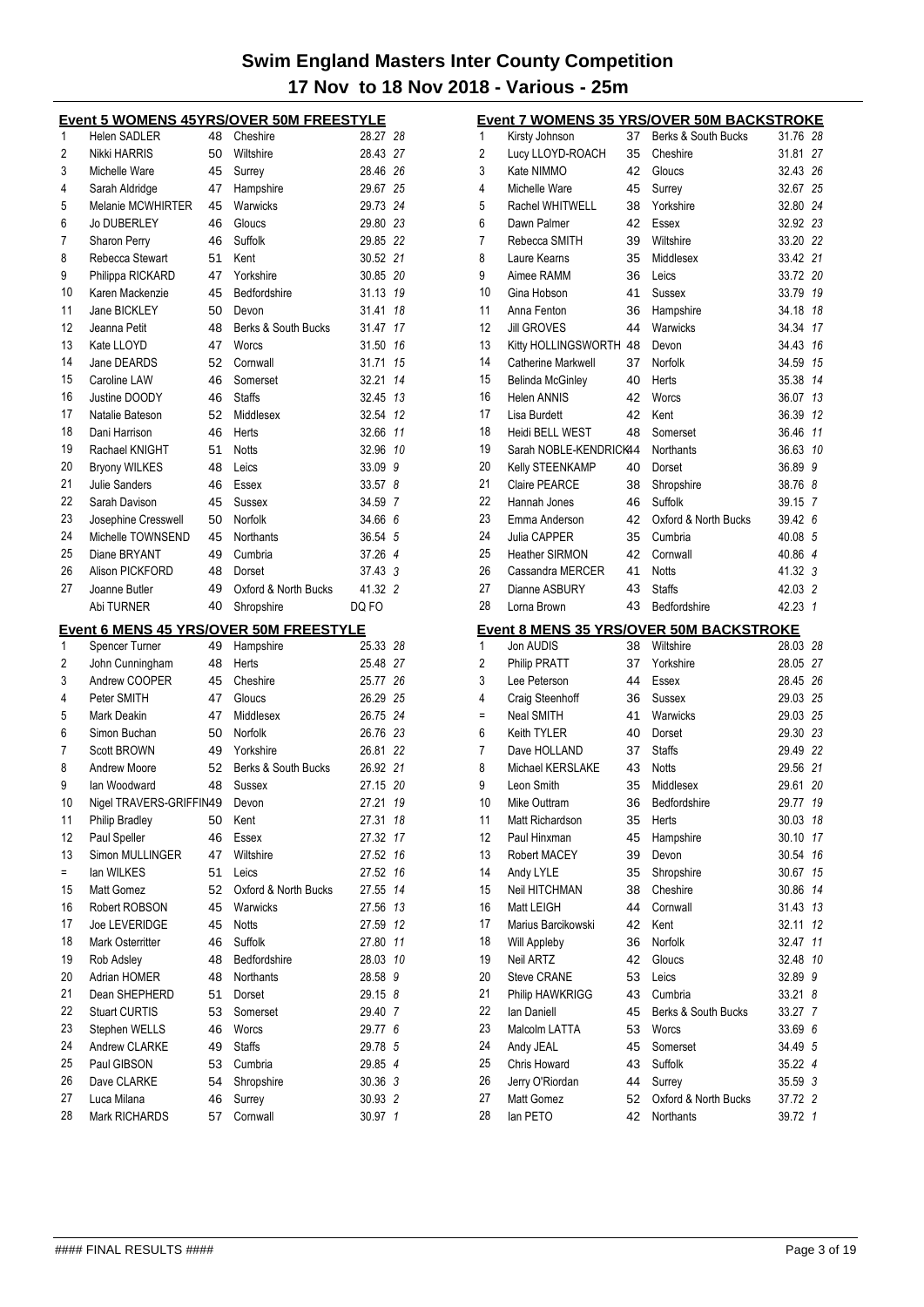# Swim England Masters Inter County Competition

## 17 Nov to 18 Nov 2018 - Various - 25m

### Event 5 WOMENS 45YRS/OVER 50M FREESTYLE

| Place | Name | Age | County | Time | Points |
|---|---|---|---|---|---|
| 1 | Helen SADLER | 48 | Cheshire | 28.27 | 28 |
| 2 | Nikki HARRIS | 50 | Wiltshire | 28.43 | 27 |
| 3 | Michelle Ware | 45 | Surrey | 28.46 | 26 |
| 4 | Sarah Aldridge | 47 | Hampshire | 29.67 | 25 |
| 5 | Melanie MCWHIRTER | 45 | Warwicks | 29.73 | 24 |
| 6 | Jo DUBERLEY | 46 | Gloucs | 29.80 | 23 |
| 7 | Sharon Perry | 46 | Suffolk | 29.85 | 22 |
| 8 | Rebecca Stewart | 51 | Kent | 30.52 | 21 |
| 9 | Philippa RICKARD | 47 | Yorkshire | 30.85 | 20 |
| 10 | Karen Mackenzie | 45 | Bedfordshire | 31.13 | 19 |
| 11 | Jane BICKLEY | 50 | Devon | 31.41 | 18 |
| 12 | Jeanna Petit | 48 | Berks & South Bucks | 31.47 | 17 |
| 13 | Kate LLOYD | 47 | Worcs | 31.50 | 16 |
| 14 | Jane DEARDS | 52 | Cornwall | 31.71 | 15 |
| 15 | Caroline LAW | 46 | Somerset | 32.21 | 14 |
| 16 | Justine DOODY | 46 | Staffs | 32.45 | 13 |
| 17 | Natalie Bateson | 52 | Middlesex | 32.54 | 12 |
| 18 | Dani Harrison | 46 | Herts | 32.66 | 11 |
| 19 | Rachael KNIGHT | 51 | Notts | 32.96 | 10 |
| 20 | Bryony WILKES | 48 | Leics | 33.09 | 9 |
| 21 | Julie Sanders | 46 | Essex | 33.57 | 8 |
| 22 | Sarah Davison | 45 | Sussex | 34.59 | 7 |
| 23 | Josephine Cresswell | 50 | Norfolk | 34.66 | 6 |
| 24 | Michelle TOWNSEND | 45 | Northants | 36.54 | 5 |
| 25 | Diane BRYANT | 49 | Cumbria | 37.26 | 4 |
| 26 | Alison PICKFORD | 48 | Dorset | 37.43 | 3 |
| 27 | Joanne Butler | 49 | Oxford & North Bucks | 41.32 | 2 |
|  | Abi TURNER | 40 | Shropshire | DQ FO |  |

### Event 6 MENS 45 YRS/OVER 50M FREESTYLE

| Place | Name | Age | County | Time | Points |
|---|---|---|---|---|---|
| 1 | Spencer Turner | 49 | Hampshire | 25.33 | 28 |
| 2 | John Cunningham | 48 | Herts | 25.48 | 27 |
| 3 | Andrew COOPER | 45 | Cheshire | 25.77 | 26 |
| 4 | Peter SMITH | 47 | Gloucs | 26.29 | 25 |
| 5 | Mark Deakin | 47 | Middlesex | 26.75 | 24 |
| 6 | Simon Buchan | 50 | Norfolk | 26.76 | 23 |
| 7 | Scott BROWN | 49 | Yorkshire | 26.81 | 22 |
| 8 | Andrew Moore | 52 | Berks & South Bucks | 26.92 | 21 |
| 9 | Ian Woodward | 48 | Sussex | 27.15 | 20 |
| 10 | Nigel TRAVERS-GRIFFIN | 49 | Devon | 27.21 | 19 |
| 11 | Philip Bradley | 50 | Kent | 27.31 | 18 |
| 12 | Paul Speller | 46 | Essex | 27.32 | 17 |
| 13 | Simon MULLINGER | 47 | Wiltshire | 27.52 | 16 |
| = | Ian WILKES | 51 | Leics | 27.52 | 16 |
| 15 | Matt Gomez | 52 | Oxford & North Bucks | 27.55 | 14 |
| 16 | Robert ROBSON | 45 | Warwicks | 27.56 | 13 |
| 17 | Joe LEVERIDGE | 45 | Notts | 27.59 | 12 |
| 18 | Mark Osterritter | 46 | Suffolk | 27.80 | 11 |
| 19 | Rob Adsley | 48 | Bedfordshire | 28.03 | 10 |
| 20 | Adrian HOMER | 48 | Northants | 28.58 | 9 |
| 21 | Dean SHEPHERD | 51 | Dorset | 29.15 | 8 |
| 22 | Stuart CURTIS | 53 | Somerset | 29.40 | 7 |
| 23 | Stephen WELLS | 46 | Worcs | 29.77 | 6 |
| 24 | Andrew CLARKE | 49 | Staffs | 29.78 | 5 |
| 25 | Paul GIBSON | 53 | Cumbria | 29.85 | 4 |
| 26 | Dave CLARKE | 54 | Shropshire | 30.36 | 3 |
| 27 | Luca Milana | 46 | Surrey | 30.93 | 2 |
| 28 | Mark RICHARDS | 57 | Cornwall | 30.97 | 1 |

### Event 7 WOMENS 35 YRS/OVER 50M BACKSTROKE

| Place | Name | Age | County | Time | Points |
|---|---|---|---|---|---|
| 1 | Kirsty Johnson | 37 | Berks & South Bucks | 31.76 | 28 |
| 2 | Lucy LLOYD-ROACH | 35 | Cheshire | 31.81 | 27 |
| 3 | Kate NIMMO | 42 | Gloucs | 32.43 | 26 |
| 4 | Michelle Ware | 45 | Surrey | 32.67 | 25 |
| 5 | Rachel WHITWELL | 38 | Yorkshire | 32.80 | 24 |
| 6 | Dawn Palmer | 42 | Essex | 32.92 | 23 |
| 7 | Rebecca SMITH | 39 | Wiltshire | 33.20 | 22 |
| 8 | Laure Kearns | 35 | Middlesex | 33.42 | 21 |
| 9 | Aimee RAMM | 36 | Leics | 33.72 | 20 |
| 10 | Gina Hobson | 41 | Sussex | 33.79 | 19 |
| 11 | Anna Fenton | 36 | Hampshire | 34.18 | 18 |
| 12 | Jill GROVES | 44 | Warwicks | 34.34 | 17 |
| 13 | Kitty HOLLINGSWORTH | 48 | Devon | 34.43 | 16 |
| 14 | Catherine Markwell | 37 | Norfolk | 34.59 | 15 |
| 15 | Belinda McGinley | 40 | Herts | 35.38 | 14 |
| 16 | Helen ANNIS | 42 | Worcs | 36.07 | 13 |
| 17 | Lisa Burdett | 42 | Kent | 36.39 | 12 |
| 18 | Heidi BELL WEST | 48 | Somerset | 36.46 | 11 |
| 19 | Sarah NOBLE-KENDRICK | 44 | Northants | 36.63 | 10 |
| 20 | Kelly STEENKAMP | 40 | Dorset | 36.89 | 9 |
| 21 | Claire PEARCE | 38 | Shropshire | 38.76 | 8 |
| 22 | Hannah Jones | 46 | Suffolk | 39.15 | 7 |
| 23 | Emma Anderson | 42 | Oxford & North Bucks | 39.42 | 6 |
| 24 | Julia CAPPER | 35 | Cumbria | 40.08 | 5 |
| 25 | Heather SIRMON | 42 | Cornwall | 40.86 | 4 |
| 26 | Cassandra MERCER | 41 | Notts | 41.32 | 3 |
| 27 | Dianne ASBURY | 43 | Staffs | 42.03 | 2 |
| 28 | Lorna Brown | 43 | Bedfordshire | 42.23 | 1 |

### Event 8 MENS 35 YRS/OVER 50M BACKSTROKE

| Place | Name | Age | County | Time | Points |
|---|---|---|---|---|---|
| 1 | Jon AUDIS | 38 | Wiltshire | 28.03 | 28 |
| 2 | Philip PRATT | 37 | Yorkshire | 28.05 | 27 |
| 3 | Lee Peterson | 44 | Essex | 28.45 | 26 |
| 4 | Craig Steenhoff | 36 | Sussex | 29.03 | 25 |
| = | Neal SMITH | 41 | Warwicks | 29.03 | 25 |
| 6 | Keith TYLER | 40 | Dorset | 29.30 | 23 |
| 7 | Dave HOLLAND | 37 | Staffs | 29.49 | 22 |
| 8 | Michael KERSLAKE | 43 | Notts | 29.56 | 21 |
| 9 | Leon Smith | 35 | Middlesex | 29.61 | 20 |
| 10 | Mike Outtram | 36 | Bedfordshire | 29.77 | 19 |
| 11 | Matt Richardson | 35 | Herts | 30.03 | 18 |
| 12 | Paul Hinxman | 45 | Hampshire | 30.10 | 17 |
| 13 | Robert MACEY | 39 | Devon | 30.54 | 16 |
| 14 | Andy LYLE | 35 | Shropshire | 30.67 | 15 |
| 15 | Neil HITCHMAN | 38 | Cheshire | 30.86 | 14 |
| 16 | Matt LEIGH | 44 | Cornwall | 31.43 | 13 |
| 17 | Marius Barcikowski | 42 | Kent | 32.11 | 12 |
| 18 | Will Appleby | 36 | Norfolk | 32.47 | 11 |
| 19 | Neil ARTZ | 42 | Gloucs | 32.48 | 10 |
| 20 | Steve CRANE | 53 | Leics | 32.89 | 9 |
| 21 | Philip HAWKRIGG | 43 | Cumbria | 33.21 | 8 |
| 22 | Ian Daniell | 45 | Berks & South Bucks | 33.27 | 7 |
| 23 | Malcolm LATTA | 53 | Worcs | 33.69 | 6 |
| 24 | Andy JEAL | 45 | Somerset | 34.49 | 5 |
| 25 | Chris Howard | 43 | Suffolk | 35.22 | 4 |
| 26 | Jerry O'Riordan | 44 | Surrey | 35.59 | 3 |
| 27 | Matt Gomez | 52 | Oxford & North Bucks | 37.72 | 2 |
| 28 | Ian PETO | 42 | Northants | 39.72 | 1 |

#### FINAL RESULTS ####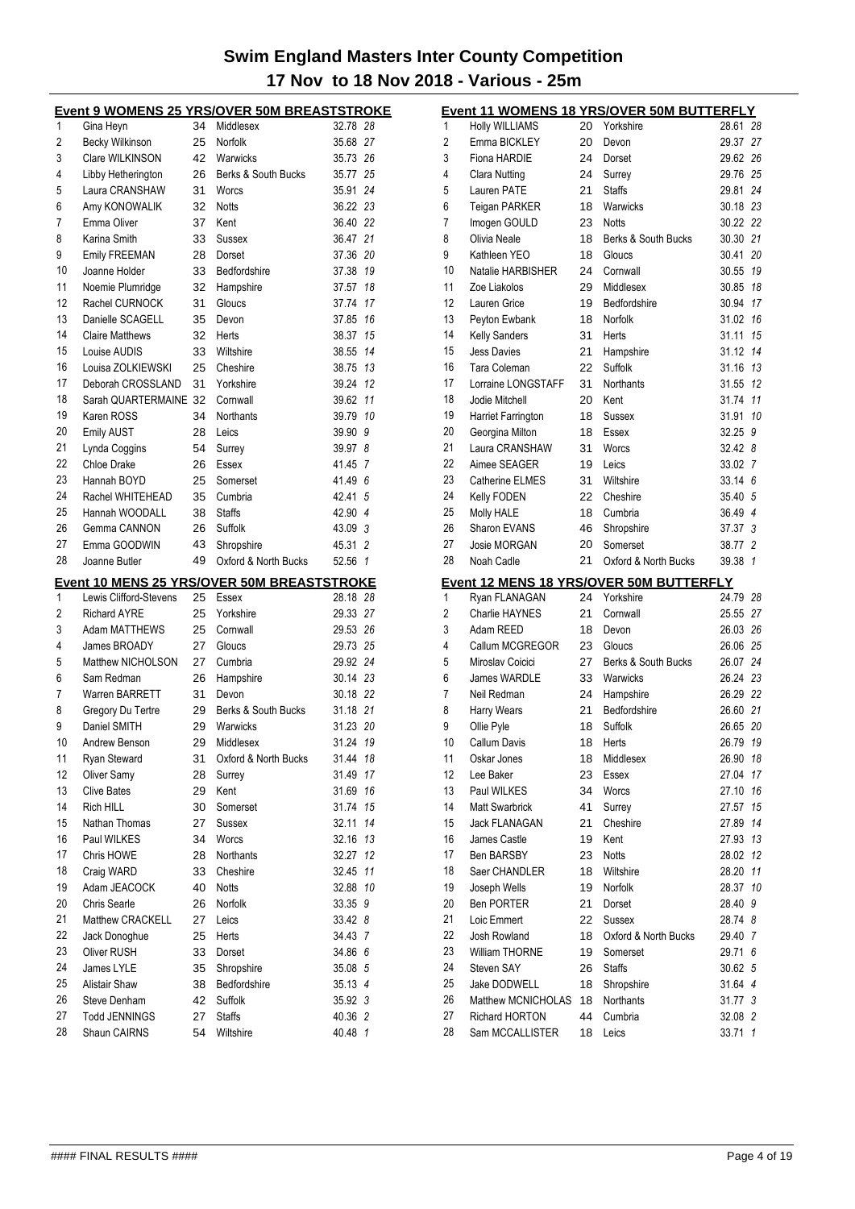# Swim England Masters Inter County Competition

## 17 Nov to 18 Nov 2018 - Various - 25m

### Event 9 WOMENS 25 YRS/OVER 50M BREASTSTROKE

| Place | Name | Age | County | Time | Points |
|---|---|---|---|---|---|
| 1 | Gina Heyn | 34 | Middlesex | 32.78 | 28 |
| 2 | Becky Wilkinson | 25 | Norfolk | 35.68 | 27 |
| 3 | Clare WILKINSON | 42 | Warwicks | 35.73 | 26 |
| 4 | Libby Hetherington | 26 | Berks & South Bucks | 35.77 | 25 |
| 5 | Laura CRANSHAW | 31 | Worcs | 35.91 | 24 |
| 6 | Amy KONOWALIK | 32 | Notts | 36.22 | 23 |
| 7 | Emma Oliver | 37 | Kent | 36.40 | 22 |
| 8 | Karina Smith | 33 | Sussex | 36.47 | 21 |
| 9 | Emily FREEMAN | 28 | Dorset | 37.36 | 20 |
| 10 | Joanne Holder | 33 | Bedfordshire | 37.38 | 19 |
| 11 | Noemie Plumridge | 32 | Hampshire | 37.57 | 18 |
| 12 | Rachel CURNOCK | 31 | Gloucs | 37.74 | 17 |
| 13 | Danielle SCAGELL | 35 | Devon | 37.85 | 16 |
| 14 | Claire Matthews | 32 | Herts | 38.37 | 15 |
| 15 | Louise AUDIS | 33 | Wiltshire | 38.55 | 14 |
| 16 | Louisa ZOLKIEWSKI | 25 | Cheshire | 38.75 | 13 |
| 17 | Deborah CROSSLAND | 31 | Yorkshire | 39.24 | 12 |
| 18 | Sarah QUARTERMAINE | 32 | Cornwall | 39.62 | 11 |
| 19 | Karen ROSS | 34 | Northants | 39.79 | 10 |
| 20 | Emily AUST | 28 | Leics | 39.90 | 9 |
| 21 | Lynda Coggins | 54 | Surrey | 39.97 | 8 |
| 22 | Chloe Drake | 26 | Essex | 41.45 | 7 |
| 23 | Hannah BOYD | 25 | Somerset | 41.49 | 6 |
| 24 | Rachel WHITEHEAD | 35 | Cumbria | 42.41 | 5 |
| 25 | Hannah WOODALL | 38 | Staffs | 42.90 | 4 |
| 26 | Gemma CANNON | 26 | Suffolk | 43.09 | 3 |
| 27 | Emma GOODWIN | 43 | Shropshire | 45.31 | 2 |
| 28 | Joanne Butler | 49 | Oxford & North Bucks | 52.56 | 1 |

### Event 10 MENS 25 YRS/OVER 50M BREASTSTROKE

| Place | Name | Age | County | Time | Points |
|---|---|---|---|---|---|
| 1 | Lewis Clifford-Stevens | 25 | Essex | 28.18 | 28 |
| 2 | Richard AYRE | 25 | Yorkshire | 29.33 | 27 |
| 3 | Adam MATTHEWS | 25 | Cornwall | 29.53 | 26 |
| 4 | James BROADY | 27 | Gloucs | 29.73 | 25 |
| 5 | Matthew NICHOLSON | 27 | Cumbria | 29.92 | 24 |
| 6 | Sam Redman | 26 | Hampshire | 30.14 | 23 |
| 7 | Warren BARRETT | 31 | Devon | 30.18 | 22 |
| 8 | Gregory Du Tertre | 29 | Berks & South Bucks | 31.18 | 21 |
| 9 | Daniel SMITH | 29 | Warwicks | 31.23 | 20 |
| 10 | Andrew Benson | 29 | Middlesex | 31.24 | 19 |
| 11 | Ryan Steward | 31 | Oxford & North Bucks | 31.44 | 18 |
| 12 | Oliver Samy | 28 | Surrey | 31.49 | 17 |
| 13 | Clive Bates | 29 | Kent | 31.69 | 16 |
| 14 | Rich HILL | 30 | Somerset | 31.74 | 15 |
| 15 | Nathan Thomas | 27 | Sussex | 32.11 | 14 |
| 16 | Paul WILKES | 34 | Worcs | 32.16 | 13 |
| 17 | Chris HOWE | 28 | Northants | 32.27 | 12 |
| 18 | Craig WARD | 33 | Cheshire | 32.45 | 11 |
| 19 | Adam JEACOCK | 40 | Notts | 32.88 | 10 |
| 20 | Chris Searle | 26 | Norfolk | 33.35 | 9 |
| 21 | Matthew CRACKELL | 27 | Leics | 33.42 | 8 |
| 22 | Jack Donoghue | 25 | Herts | 34.43 | 7 |
| 23 | Oliver RUSH | 33 | Dorset | 34.86 | 6 |
| 24 | James LYLE | 35 | Shropshire | 35.08 | 5 |
| 25 | Alistair Shaw | 38 | Bedfordshire | 35.13 | 4 |
| 26 | Steve Denham | 42 | Suffolk | 35.92 | 3 |
| 27 | Todd JENNINGS | 27 | Staffs | 40.36 | 2 |
| 28 | Shaun CAIRNS | 54 | Wiltshire | 40.48 | 1 |

### Event 11 WOMENS 18 YRS/OVER 50M BUTTERFLY

| Place | Name | Age | County | Time | Points |
|---|---|---|---|---|---|
| 1 | Holly WILLIAMS | 20 | Yorkshire | 28.61 | 28 |
| 2 | Emma BICKLEY | 20 | Devon | 29.37 | 27 |
| 3 | Fiona HARDIE | 24 | Dorset | 29.62 | 26 |
| 4 | Clara Nutting | 24 | Surrey | 29.76 | 25 |
| 5 | Lauren PATE | 21 | Staffs | 29.81 | 24 |
| 6 | Teigan PARKER | 18 | Warwicks | 30.18 | 23 |
| 7 | Imogen GOULD | 23 | Notts | 30.22 | 22 |
| 8 | Olivia Neale | 18 | Berks & South Bucks | 30.30 | 21 |
| 9 | Kathleen YEO | 18 | Gloucs | 30.41 | 20 |
| 10 | Natalie HARBISHER | 24 | Cornwall | 30.55 | 19 |
| 11 | Zoe Liakolos | 29 | Middlesex | 30.85 | 18 |
| 12 | Lauren Grice | 19 | Bedfordshire | 30.94 | 17 |
| 13 | Peyton Ewbank | 18 | Norfolk | 31.02 | 16 |
| 14 | Kelly Sanders | 31 | Herts | 31.11 | 15 |
| 15 | Jess Davies | 21 | Hampshire | 31.12 | 14 |
| 16 | Tara Coleman | 22 | Suffolk | 31.16 | 13 |
| 17 | Lorraine LONGSTAFF | 31 | Northants | 31.55 | 12 |
| 18 | Jodie Mitchell | 20 | Kent | 31.74 | 11 |
| 19 | Harriet Farrington | 18 | Sussex | 31.91 | 10 |
| 20 | Georgina Milton | 18 | Essex | 32.25 | 9 |
| 21 | Laura CRANSHAW | 31 | Worcs | 32.42 | 8 |
| 22 | Aimee SEAGER | 19 | Leics | 33.02 | 7 |
| 23 | Catherine ELMES | 31 | Wiltshire | 33.14 | 6 |
| 24 | Kelly FODEN | 22 | Cheshire | 35.40 | 5 |
| 25 | Molly HALE | 18 | Cumbria | 36.49 | 4 |
| 26 | Sharon EVANS | 46 | Shropshire | 37.37 | 3 |
| 27 | Josie MORGAN | 20 | Somerset | 38.77 | 2 |
| 28 | Noah Cadle | 21 | Oxford & North Bucks | 39.38 | 1 |

### Event 12 MENS 18 YRS/OVER 50M BUTTERFLY

| Place | Name | Age | County | Time | Points |
|---|---|---|---|---|---|
| 1 | Ryan FLANAGAN | 24 | Yorkshire | 24.79 | 28 |
| 2 | Charlie HAYNES | 21 | Cornwall | 25.55 | 27 |
| 3 | Adam REED | 18 | Devon | 26.03 | 26 |
| 4 | Callum MCGREGOR | 23 | Gloucs | 26.06 | 25 |
| 5 | Miroslav Coicici | 27 | Berks & South Bucks | 26.07 | 24 |
| 6 | James WARDLE | 33 | Warwicks | 26.24 | 23 |
| 7 | Neil Redman | 24 | Hampshire | 26.29 | 22 |
| 8 | Harry Wears | 21 | Bedfordshire | 26.60 | 21 |
| 9 | Ollie Pyle | 18 | Suffolk | 26.65 | 20 |
| 10 | Callum Davis | 18 | Herts | 26.79 | 19 |
| 11 | Oskar Jones | 18 | Middlesex | 26.90 | 18 |
| 12 | Lee Baker | 23 | Essex | 27.04 | 17 |
| 13 | Paul WILKES | 34 | Worcs | 27.10 | 16 |
| 14 | Matt Swarbrick | 41 | Surrey | 27.57 | 15 |
| 15 | Jack FLANAGAN | 21 | Cheshire | 27.89 | 14 |
| 16 | James Castle | 19 | Kent | 27.93 | 13 |
| 17 | Ben BARSBY | 23 | Notts | 28.02 | 12 |
| 18 | Saer CHANDLER | 18 | Wiltshire | 28.20 | 11 |
| 19 | Joseph Wells | 19 | Norfolk | 28.37 | 10 |
| 20 | Ben PORTER | 21 | Dorset | 28.40 | 9 |
| 21 | Loic Emmert | 22 | Sussex | 28.74 | 8 |
| 22 | Josh Rowland | 18 | Oxford & North Bucks | 29.40 | 7 |
| 23 | William THORNE | 19 | Somerset | 29.71 | 6 |
| 24 | Steven SAY | 26 | Staffs | 30.62 | 5 |
| 25 | Jake DODWELL | 18 | Shropshire | 31.64 | 4 |
| 26 | Matthew MCNICHOLAS | 18 | Northants | 31.77 | 3 |
| 27 | Richard HORTON | 44 | Cumbria | 32.08 | 2 |
| 28 | Sam MCCALLISTER | 18 | Leics | 33.71 | 1 |

#### FINAL RESULTS ####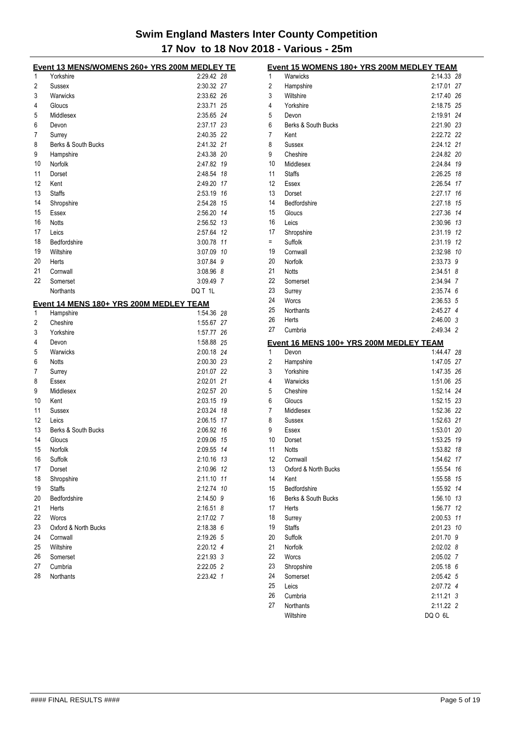# Swim England Masters Inter County Competition

## 17 Nov to 18 Nov 2018 - Various - 25m

### Event 13 MENS/WOMENS 260+ YRS 200M MEDLEY TE

| Place | Team | Time | Points |
|---|---|---|---|
| 1 | Yorkshire | 2:29.42 | 28 |
| 2 | Sussex | 2:30.32 | 27 |
| 3 | Warwicks | 2:33.62 | 26 |
| 4 | Gloucs | 2:33.71 | 25 |
| 5 | Middlesex | 2:35.65 | 24 |
| 6 | Devon | 2:37.17 | 23 |
| 7 | Surrey | 2:40.35 | 22 |
| 8 | Berks & South Bucks | 2:41.32 | 21 |
| 9 | Hampshire | 2:43.38 | 20 |
| 10 | Norfolk | 2:47.82 | 19 |
| 11 | Dorset | 2:48.54 | 18 |
| 12 | Kent | 2:49.20 | 17 |
| 13 | Staffs | 2:53.19 | 16 |
| 14 | Shropshire | 2:54.28 | 15 |
| 15 | Essex | 2:56.20 | 14 |
| 16 | Notts | 2:56.52 | 13 |
| 17 | Leics | 2:57.64 | 12 |
| 18 | Bedfordshire | 3:00.78 | 11 |
| 19 | Wiltshire | 3:07.09 | 10 |
| 20 | Herts | 3:07.84 | 9 |
| 21 | Cornwall | 3:08.96 | 8 |
| 22 | Somerset | 3:09.49 | 7 |
| | Northants | DQ T 1L | |

### Event 14 MENS 180+ YRS 200M MEDLEY TEAM

| Place | Team | Time | Points |
|---|---|---|---|
| 1 | Hampshire | 1:54.36 | 28 |
| 2 | Cheshire | 1:55.67 | 27 |
| 3 | Yorkshire | 1:57.77 | 26 |
| 4 | Devon | 1:58.88 | 25 |
| 5 | Warwicks | 2:00.18 | 24 |
| 6 | Notts | 2:00.30 | 23 |
| 7 | Surrey | 2:01.07 | 22 |
| 8 | Essex | 2:02.01 | 21 |
| 9 | Middlesex | 2:02.57 | 20 |
| 10 | Kent | 2:03.15 | 19 |
| 11 | Sussex | 2:03.24 | 18 |
| 12 | Leics | 2:06.15 | 17 |
| 13 | Berks & South Bucks | 2:06.92 | 16 |
| 14 | Gloucs | 2:09.06 | 15 |
| 15 | Norfolk | 2:09.55 | 14 |
| 16 | Suffolk | 2:10.16 | 13 |
| 17 | Dorset | 2:10.96 | 12 |
| 18 | Shropshire | 2:11.10 | 11 |
| 19 | Staffs | 2:12.74 | 10 |
| 20 | Bedfordshire | 2:14.50 | 9 |
| 21 | Herts | 2:16.51 | 8 |
| 22 | Worcs | 2:17.02 | 7 |
| 23 | Oxford & North Bucks | 2:18.38 | 6 |
| 24 | Cornwall | 2:19.26 | 5 |
| 25 | Wiltshire | 2:20.12 | 4 |
| 26 | Somerset | 2:21.93 | 3 |
| 27 | Cumbria | 2:22.05 | 2 |
| 28 | Northants | 2:23.42 | 1 |

### Event 15 WOMENS 180+ YRS 200M MEDLEY TEAM

| Place | Team | Time | Points |
|---|---|---|---|
| 1 | Warwicks | 2:14.33 | 28 |
| 2 | Hampshire | 2:17.01 | 27 |
| 3 | Wiltshire | 2:17.40 | 26 |
| 4 | Yorkshire | 2:18.75 | 25 |
| 5 | Devon | 2:19.91 | 24 |
| 6 | Berks & South Bucks | 2:21.90 | 23 |
| 7 | Kent | 2:22.72 | 22 |
| 8 | Sussex | 2:24.12 | 21 |
| 9 | Cheshire | 2:24.82 | 20 |
| 10 | Middlesex | 2:24.84 | 19 |
| 11 | Staffs | 2:26.25 | 18 |
| 12 | Essex | 2:26.54 | 17 |
| 13 | Dorset | 2:27.17 | 16 |
| 14 | Bedfordshire | 2:27.18 | 15 |
| 15 | Gloucs | 2:27.36 | 14 |
| 16 | Leics | 2:30.96 | 13 |
| 17 | Shropshire | 2:31.19 | 12 |
| = | Suffolk | 2:31.19 | 12 |
| 19 | Cornwall | 2:32.98 | 10 |
| 20 | Norfolk | 2:33.73 | 9 |
| 21 | Notts | 2:34.51 | 8 |
| 22 | Somerset | 2:34.94 | 7 |
| 23 | Surrey | 2:35.74 | 6 |
| 24 | Worcs | 2:36.53 | 5 |
| 25 | Northants | 2:45.27 | 4 |
| 26 | Herts | 2:46.00 | 3 |
| 27 | Cumbria | 2:49.34 | 2 |

### Event 16 MENS 100+ YRS 200M MEDLEY TEAM

| Place | Team | Time | Points |
|---|---|---|---|
| 1 | Devon | 1:44.47 | 28 |
| 2 | Hampshire | 1:47.05 | 27 |
| 3 | Yorkshire | 1:47.35 | 26 |
| 4 | Warwicks | 1:51.06 | 25 |
| 5 | Cheshire | 1:52.14 | 24 |
| 6 | Gloucs | 1:52.15 | 23 |
| 7 | Middlesex | 1:52.36 | 22 |
| 8 | Sussex | 1:52.63 | 21 |
| 9 | Essex | 1:53.01 | 20 |
| 10 | Dorset | 1:53.25 | 19 |
| 11 | Notts | 1:53.82 | 18 |
| 12 | Cornwall | 1:54.62 | 17 |
| 13 | Oxford & North Bucks | 1:55.54 | 16 |
| 14 | Kent | 1:55.58 | 15 |
| 15 | Bedfordshire | 1:55.92 | 14 |
| 16 | Berks & South Bucks | 1:56.10 | 13 |
| 17 | Herts | 1:56.77 | 12 |
| 18 | Surrey | 2:00.53 | 11 |
| 19 | Staffs | 2:01.23 | 10 |
| 20 | Suffolk | 2:01.70 | 9 |
| 21 | Norfolk | 2:02.02 | 8 |
| 22 | Worcs | 2:05.02 | 7 |
| 23 | Shropshire | 2:05.18 | 6 |
| 24 | Somerset | 2:05.42 | 5 |
| 25 | Leics | 2:07.72 | 4 |
| 26 | Cumbria | 2:11.21 | 3 |
| 27 | Northants | 2:11.22 | 2 |
| | Wiltshire | DQ O 6L | |

#### FINAL RESULTS ####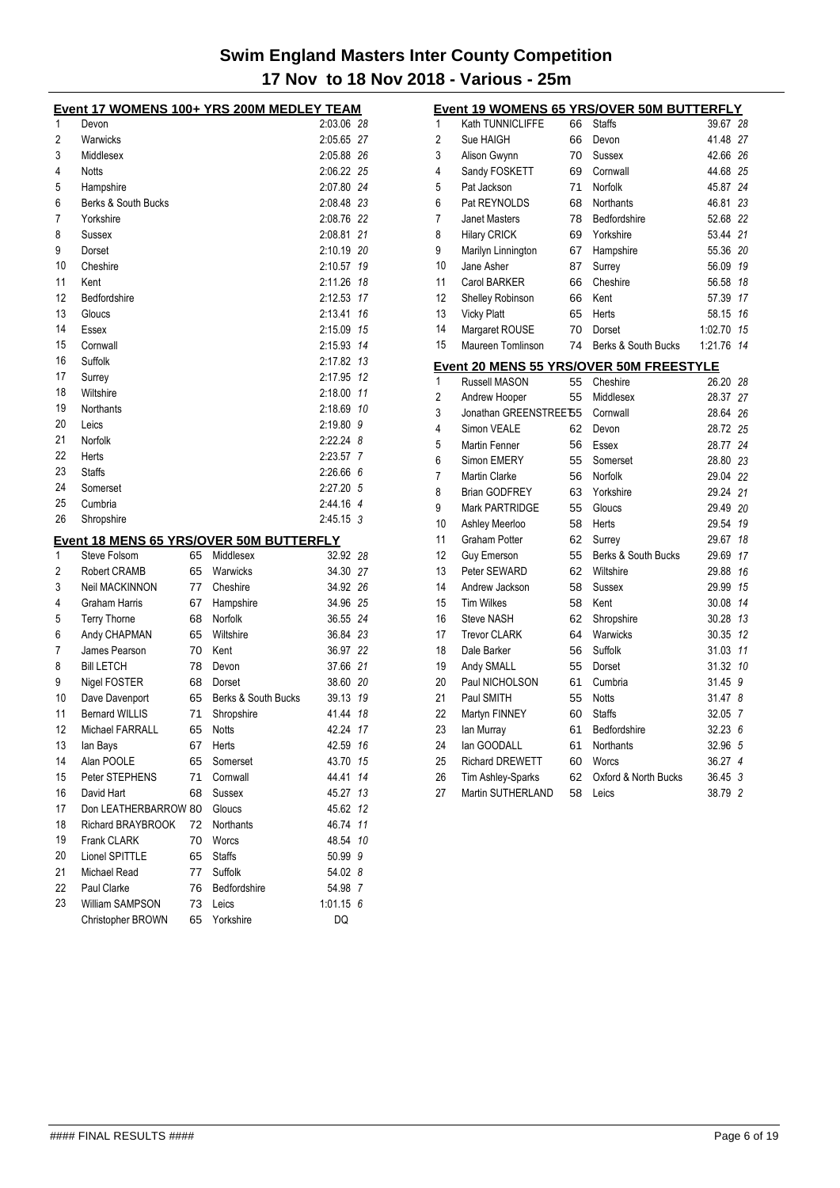# Swim England Masters Inter County Competition

## 17 Nov to 18 Nov 2018 - Various - 25m

### Event 17 WOMENS 100+ YRS 200M MEDLEY TEAM

| Place | Team | Time | Points |
|---|---|---|---|
| 1 | Devon | 2:03.06 | 28 |
| 2 | Warwicks | 2:05.65 | 27 |
| 3 | Middlesex | 2:05.88 | 26 |
| 4 | Notts | 2:06.22 | 25 |
| 5 | Hampshire | 2:07.80 | 24 |
| 6 | Berks & South Bucks | 2:08.48 | 23 |
| 7 | Yorkshire | 2:08.76 | 22 |
| 8 | Sussex | 2:08.81 | 21 |
| 9 | Dorset | 2:10.19 | 20 |
| 10 | Cheshire | 2:10.57 | 19 |
| 11 | Kent | 2:11.26 | 18 |
| 12 | Bedfordshire | 2:12.53 | 17 |
| 13 | Gloucs | 2:13.41 | 16 |
| 14 | Essex | 2:15.09 | 15 |
| 15 | Cornwall | 2:15.93 | 14 |
| 16 | Suffolk | 2:17.82 | 13 |
| 17 | Surrey | 2:17.95 | 12 |
| 18 | Wiltshire | 2:18.00 | 11 |
| 19 | Northants | 2:18.69 | 10 |
| 20 | Leics | 2:19.80 | 9 |
| 21 | Norfolk | 2:22.24 | 8 |
| 22 | Herts | 2:23.57 | 7 |
| 23 | Staffs | 2:26.66 | 6 |
| 24 | Somerset | 2:27.20 | 5 |
| 25 | Cumbria | 2:44.16 | 4 |
| 26 | Shropshire | 2:45.15 | 3 |

### Event 18 MENS 65 YRS/OVER 50M BUTTERFLY

| Place | Name | Age | Team | Time | Points |
|---|---|---|---|---|---|
| 1 | Steve Folsom | 65 | Middlesex | 32.92 | 28 |
| 2 | Robert CRAMB | 65 | Warwicks | 34.30 | 27 |
| 3 | Neil MACKINNON | 77 | Cheshire | 34.92 | 26 |
| 4 | Graham Harris | 67 | Hampshire | 34.96 | 25 |
| 5 | Terry Thorne | 68 | Norfolk | 36.55 | 24 |
| 6 | Andy CHAPMAN | 65 | Wiltshire | 36.84 | 23 |
| 7 | James Pearson | 70 | Kent | 36.97 | 22 |
| 8 | Bill LETCH | 78 | Devon | 37.66 | 21 |
| 9 | Nigel FOSTER | 68 | Dorset | 38.60 | 20 |
| 10 | Dave Davenport | 65 | Berks & South Bucks | 39.13 | 19 |
| 11 | Bernard WILLIS | 71 | Shropshire | 41.44 | 18 |
| 12 | Michael FARRALL | 65 | Notts | 42.24 | 17 |
| 13 | Ian Bays | 67 | Herts | 42.59 | 16 |
| 14 | Alan POOLE | 65 | Somerset | 43.70 | 15 |
| 15 | Peter STEPHENS | 71 | Cornwall | 44.41 | 14 |
| 16 | David Hart | 68 | Sussex | 45.27 | 13 |
| 17 | Don LEATHERBARROW | 80 | Gloucs | 45.62 | 12 |
| 18 | Richard BRAYBROOK | 72 | Northants | 46.74 | 11 |
| 19 | Frank CLARK | 70 | Worcs | 48.54 | 10 |
| 20 | Lionel SPITTLE | 65 | Staffs | 50.99 | 9 |
| 21 | Michael Read | 77 | Suffolk | 54.02 | 8 |
| 22 | Paul Clarke | 76 | Bedfordshire | 54.98 | 7 |
| 23 | William SAMPSON | 73 | Leics | 1:01.15 | 6 |
| | Christopher BROWN | 65 | Yorkshire | DQ | |

### Event 19 WOMENS 65 YRS/OVER 50M BUTTERFLY

| Place | Name | Age | Team | Time | Points |
|---|---|---|---|---|---|
| 1 | Kath TUNNICLIFFE | 66 | Staffs | 39.67 | 28 |
| 2 | Sue HAIGH | 66 | Devon | 41.48 | 27 |
| 3 | Alison Gwynn | 70 | Sussex | 42.66 | 26 |
| 4 | Sandy FOSKETT | 69 | Cornwall | 44.68 | 25 |
| 5 | Pat Jackson | 71 | Norfolk | 45.87 | 24 |
| 6 | Pat REYNOLDS | 68 | Northants | 46.81 | 23 |
| 7 | Janet Masters | 78 | Bedfordshire | 52.68 | 22 |
| 8 | Hilary CRICK | 69 | Yorkshire | 53.44 | 21 |
| 9 | Marilyn Linnington | 67 | Hampshire | 55.36 | 20 |
| 10 | Jane Asher | 87 | Surrey | 56.09 | 19 |
| 11 | Carol BARKER | 66 | Cheshire | 56.58 | 18 |
| 12 | Shelley Robinson | 66 | Kent | 57.39 | 17 |
| 13 | Vicky Platt | 65 | Herts | 58.15 | 16 |
| 14 | Margaret ROUSE | 70 | Dorset | 1:02.70 | 15 |
| 15 | Maureen Tomlinson | 74 | Berks & South Bucks | 1:21.76 | 14 |

### Event 20 MENS 55 YRS/OVER 50M FREESTYLE

| Place | Name | Age | Team | Time | Points |
|---|---|---|---|---|---|
| 1 | Russell MASON | 55 | Cheshire | 26.20 | 28 |
| 2 | Andrew Hooper | 55 | Middlesex | 28.37 | 27 |
| 3 | Jonathan GREENSTREET | 55 | Cornwall | 28.64 | 26 |
| 4 | Simon VEALE | 62 | Devon | 28.72 | 25 |
| 5 | Martin Fenner | 56 | Essex | 28.77 | 24 |
| 6 | Simon EMERY | 55 | Somerset | 28.80 | 23 |
| 7 | Martin Clarke | 56 | Norfolk | 29.04 | 22 |
| 8 | Brian GODFREY | 63 | Yorkshire | 29.24 | 21 |
| 9 | Mark PARTRIDGE | 55 | Gloucs | 29.49 | 20 |
| 10 | Ashley Meerloo | 58 | Herts | 29.54 | 19 |
| 11 | Graham Potter | 62 | Surrey | 29.67 | 18 |
| 12 | Guy Emerson | 55 | Berks & South Bucks | 29.69 | 17 |
| 13 | Peter SEWARD | 62 | Wiltshire | 29.88 | 16 |
| 14 | Andrew Jackson | 58 | Sussex | 29.99 | 15 |
| 15 | Tim Wilkes | 58 | Kent | 30.08 | 14 |
| 16 | Steve NASH | 62 | Shropshire | 30.28 | 13 |
| 17 | Trevor CLARK | 64 | Warwicks | 30.35 | 12 |
| 18 | Dale Barker | 56 | Suffolk | 31.03 | 11 |
| 19 | Andy SMALL | 55 | Dorset | 31.32 | 10 |
| 20 | Paul NICHOLSON | 61 | Cumbria | 31.45 | 9 |
| 21 | Paul SMITH | 55 | Notts | 31.47 | 8 |
| 22 | Martyn FINNEY | 60 | Staffs | 32.05 | 7 |
| 23 | Ian Murray | 61 | Bedfordshire | 32.23 | 6 |
| 24 | Ian GOODALL | 61 | Northants | 32.96 | 5 |
| 25 | Richard DREWETT | 60 | Worcs | 36.27 | 4 |
| 26 | Tim Ashley-Sparks | 62 | Oxford & North Bucks | 36.45 | 3 |
| 27 | Martin SUTHERLAND | 58 | Leics | 38.79 | 2 |

#### FINAL RESULTS ####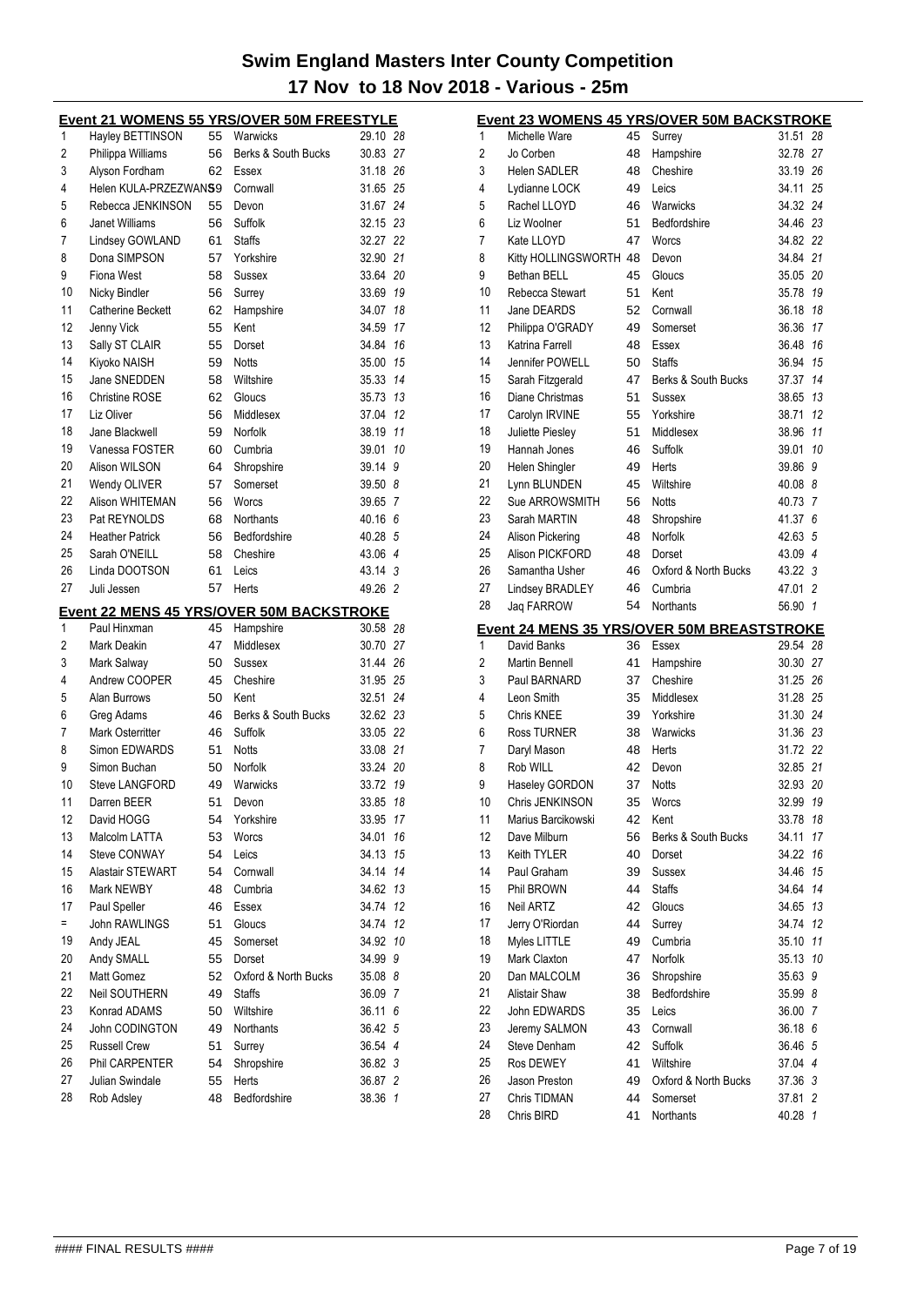# Swim England Masters Inter County Competition

## 17 Nov to 18 Nov 2018 - Various - 25m

### Event 21 WOMENS 55 YRS/OVER 50M FREESTYLE

| Pos | Name | Age | Club | Time | Pts |
|---|---|---|---|---|---|
| 1 | Hayley BETTINSON | 55 | Warwicks | 29.10 | 28 |
| 2 | Philippa Williams | 56 | Berks & South Bucks | 30.83 | 27 |
| 3 | Alyson Fordham | 62 | Essex | 31.18 | 26 |
| 4 | Helen KULA-PRZEZWANS | 59 | Cornwall | 31.65 | 25 |
| 5 | Rebecca JENKINSON | 55 | Devon | 31.67 | 24 |
| 6 | Janet Williams | 56 | Suffolk | 32.15 | 23 |
| 7 | Lindsey GOWLAND | 61 | Staffs | 32.27 | 22 |
| 8 | Dona SIMPSON | 57 | Yorkshire | 32.90 | 21 |
| 9 | Fiona West | 58 | Sussex | 33.64 | 20 |
| 10 | Nicky Bindler | 56 | Surrey | 33.69 | 19 |
| 11 | Catherine Beckett | 62 | Hampshire | 34.07 | 18 |
| 12 | Jenny Vick | 55 | Kent | 34.59 | 17 |
| 13 | Sally ST CLAIR | 55 | Dorset | 34.84 | 16 |
| 14 | Kiyoko NAISH | 59 | Notts | 35.00 | 15 |
| 15 | Jane SNEDDEN | 58 | Wiltshire | 35.33 | 14 |
| 16 | Christine ROSE | 62 | Gloucs | 35.73 | 13 |
| 17 | Liz Oliver | 56 | Middlesex | 37.04 | 12 |
| 18 | Jane Blackwell | 59 | Norfolk | 38.19 | 11 |
| 19 | Vanessa FOSTER | 60 | Cumbria | 39.01 | 10 |
| 20 | Alison WILSON | 64 | Shropshire | 39.14 | 9 |
| 21 | Wendy OLIVER | 57 | Somerset | 39.50 | 8 |
| 22 | Alison WHITEMAN | 56 | Worcs | 39.65 | 7 |
| 23 | Pat REYNOLDS | 68 | Northants | 40.16 | 6 |
| 24 | Heather Patrick | 56 | Bedfordshire | 40.28 | 5 |
| 25 | Sarah O'NEILL | 58 | Cheshire | 43.06 | 4 |
| 26 | Linda DOOTSON | 61 | Leics | 43.14 | 3 |
| 27 | Juli Jessen | 57 | Herts | 49.26 | 2 |

### Event 22 MENS 45 YRS/OVER 50M BACKSTROKE

| Pos | Name | Age | Club | Time | Pts |
|---|---|---|---|---|---|
| 1 | Paul Hinxman | 45 | Hampshire | 30.58 | 28 |
| 2 | Mark Deakin | 47 | Middlesex | 30.70 | 27 |
| 3 | Mark Salway | 50 | Sussex | 31.44 | 26 |
| 4 | Andrew COOPER | 45 | Cheshire | 31.95 | 25 |
| 5 | Alan Burrows | 50 | Kent | 32.51 | 24 |
| 6 | Greg Adams | 46 | Berks & South Bucks | 32.62 | 23 |
| 7 | Mark Osterritter | 46 | Suffolk | 33.05 | 22 |
| 8 | Simon EDWARDS | 51 | Notts | 33.08 | 21 |
| 9 | Simon Buchan | 50 | Norfolk | 33.24 | 20 |
| 10 | Steve LANGFORD | 49 | Warwicks | 33.72 | 19 |
| 11 | Darren BEER | 51 | Devon | 33.85 | 18 |
| 12 | David HOGG | 54 | Yorkshire | 33.95 | 17 |
| 13 | Malcolm LATTA | 53 | Worcs | 34.01 | 16 |
| 14 | Steve CONWAY | 54 | Leics | 34.13 | 15 |
| 15 | Alastair STEWART | 54 | Cornwall | 34.14 | 14 |
| 16 | Mark NEWBY | 48 | Cumbria | 34.62 | 13 |
| 17 | Paul Speller | 46 | Essex | 34.74 | 12 |
| = | John RAWLINGS | 51 | Gloucs | 34.74 | 12 |
| 19 | Andy JEAL | 45 | Somerset | 34.92 | 10 |
| 20 | Andy SMALL | 55 | Dorset | 34.99 | 9 |
| 21 | Matt Gomez | 52 | Oxford & North Bucks | 35.08 | 8 |
| 22 | Neil SOUTHERN | 49 | Staffs | 36.09 | 7 |
| 23 | Konrad ADAMS | 50 | Wiltshire | 36.11 | 6 |
| 24 | John CODINGTON | 49 | Northants | 36.42 | 5 |
| 25 | Russell Crew | 51 | Surrey | 36.54 | 4 |
| 26 | Phil CARPENTER | 54 | Shropshire | 36.82 | 3 |
| 27 | Julian Swindale | 55 | Herts | 36.87 | 2 |
| 28 | Rob Adsley | 48 | Bedfordshire | 38.36 | 1 |

### Event 23 WOMENS 45 YRS/OVER 50M BACKSTROKE

| Pos | Name | Age | Club | Time | Pts |
|---|---|---|---|---|---|
| 1 | Michelle Ware | 45 | Surrey | 31.51 | 28 |
| 2 | Jo Corben | 48 | Hampshire | 32.78 | 27 |
| 3 | Helen SADLER | 48 | Cheshire | 33.19 | 26 |
| 4 | Lydianne LOCK | 49 | Leics | 34.11 | 25 |
| 5 | Rachel LLOYD | 46 | Warwicks | 34.32 | 24 |
| 6 | Liz Woolner | 51 | Bedfordshire | 34.46 | 23 |
| 7 | Kate LLOYD | 47 | Worcs | 34.82 | 22 |
| 8 | Kitty HOLLINGSWORTH | 48 | Devon | 34.84 | 21 |
| 9 | Bethan BELL | 45 | Gloucs | 35.05 | 20 |
| 10 | Rebecca Stewart | 51 | Kent | 35.78 | 19 |
| 11 | Jane DEARDS | 52 | Cornwall | 36.18 | 18 |
| 12 | Philippa O'GRADY | 49 | Somerset | 36.36 | 17 |
| 13 | Katrina Farrell | 48 | Essex | 36.48 | 16 |
| 14 | Jennifer POWELL | 50 | Staffs | 36.94 | 15 |
| 15 | Sarah Fitzgerald | 47 | Berks & South Bucks | 37.37 | 14 |
| 16 | Diane Christmas | 51 | Sussex | 38.65 | 13 |
| 17 | Carolyn IRVINE | 55 | Yorkshire | 38.71 | 12 |
| 18 | Juliette Piesley | 51 | Middlesex | 38.96 | 11 |
| 19 | Hannah Jones | 46 | Suffolk | 39.01 | 10 |
| 20 | Helen Shingler | 49 | Herts | 39.86 | 9 |
| 21 | Lynn BLUNDEN | 45 | Wiltshire | 40.08 | 8 |
| 22 | Sue ARROWSMITH | 56 | Notts | 40.73 | 7 |
| 23 | Sarah MARTIN | 48 | Shropshire | 41.37 | 6 |
| 24 | Alison Pickering | 48 | Norfolk | 42.63 | 5 |
| 25 | Alison PICKFORD | 48 | Dorset | 43.09 | 4 |
| 26 | Samantha Usher | 46 | Oxford & North Bucks | 43.22 | 3 |
| 27 | Lindsey BRADLEY | 46 | Cumbria | 47.01 | 2 |
| 28 | Jaq FARROW | 54 | Northants | 56.90 | 1 |

### Event 24 MENS 35 YRS/OVER 50M BREASTSTROKE

| Pos | Name | Age | Club | Time | Pts |
|---|---|---|---|---|---|
| 1 | David Banks | 36 | Essex | 29.54 | 28 |
| 2 | Martin Bennell | 41 | Hampshire | 30.30 | 27 |
| 3 | Paul BARNARD | 37 | Cheshire | 31.25 | 26 |
| 4 | Leon Smith | 35 | Middlesex | 31.28 | 25 |
| 5 | Chris KNEE | 39 | Yorkshire | 31.30 | 24 |
| 6 | Ross TURNER | 38 | Warwicks | 31.36 | 23 |
| 7 | Daryl Mason | 48 | Herts | 31.72 | 22 |
| 8 | Rob WILL | 42 | Devon | 32.85 | 21 |
| 9 | Haseley GORDON | 37 | Notts | 32.93 | 20 |
| 10 | Chris JENKINSON | 35 | Worcs | 32.99 | 19 |
| 11 | Marius Barcikowski | 42 | Kent | 33.78 | 18 |
| 12 | Dave Milburn | 56 | Berks & South Bucks | 34.11 | 17 |
| 13 | Keith TYLER | 40 | Dorset | 34.22 | 16 |
| 14 | Paul Graham | 39 | Sussex | 34.46 | 15 |
| 15 | Phil BROWN | 44 | Staffs | 34.64 | 14 |
| 16 | Neil ARTZ | 42 | Gloucs | 34.65 | 13 |
| 17 | Jerry O'Riordan | 44 | Surrey | 34.74 | 12 |
| 18 | Myles LITTLE | 49 | Cumbria | 35.10 | 11 |
| 19 | Mark Claxton | 47 | Norfolk | 35.13 | 10 |
| 20 | Dan MALCOLM | 36 | Shropshire | 35.63 | 9 |
| 21 | Alistair Shaw | 38 | Bedfordshire | 35.99 | 8 |
| 22 | John EDWARDS | 35 | Leics | 36.00 | 7 |
| 23 | Jeremy SALMON | 43 | Cornwall | 36.18 | 6 |
| 24 | Steve Denham | 42 | Suffolk | 36.46 | 5 |
| 25 | Ros DEWEY | 41 | Wiltshire | 37.04 | 4 |
| 26 | Jason Preston | 49 | Oxford & North Bucks | 37.36 | 3 |
| 27 | Chris TIDMAN | 44 | Somerset | 37.81 | 2 |
| 28 | Chris BIRD | 41 | Northants | 40.28 | 1 |

#### FINAL RESULTS ####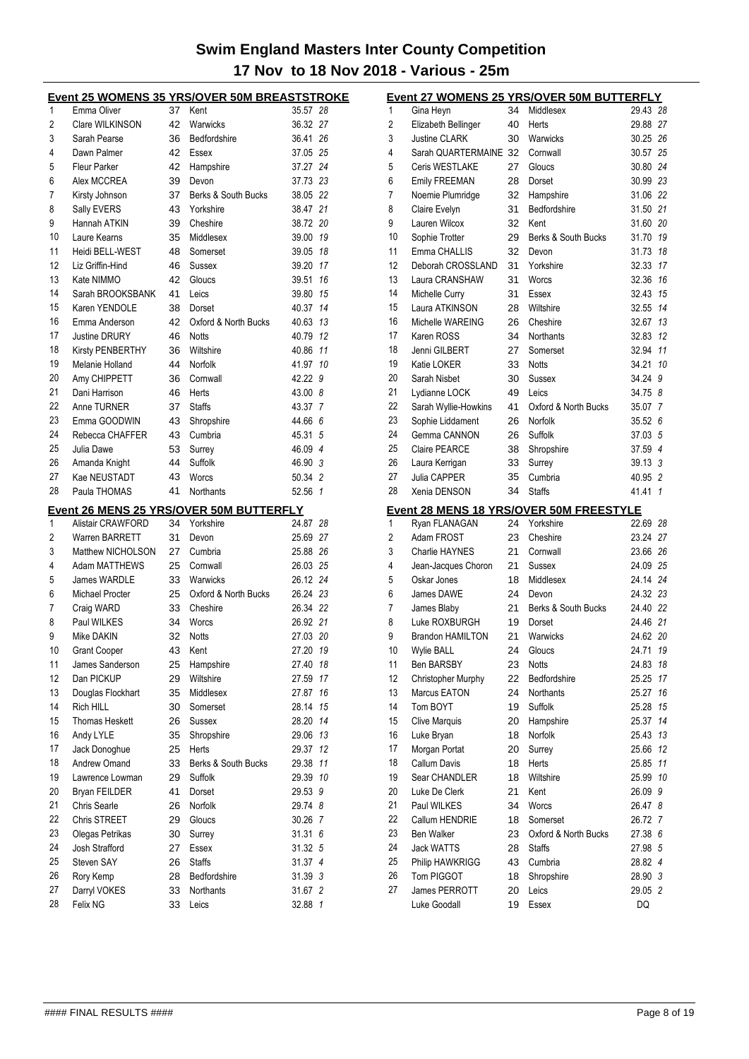# Swim England Masters Inter County Competition

## 17 Nov to 18 Nov 2018 - Various - 25m

### Event 25 WOMENS 35 YRS/OVER 50M BREASTSTROKE

| Place | Name | Age | County | Time | Points |
|---|---|---|---|---|---|
| 1 | Emma Oliver | 37 | Kent | 35.57 | 28 |
| 2 | Clare WILKINSON | 42 | Warwicks | 36.32 | 27 |
| 3 | Sarah Pearse | 36 | Bedfordshire | 36.41 | 26 |
| 4 | Dawn Palmer | 42 | Essex | 37.05 | 25 |
| 5 | Fleur Parker | 42 | Hampshire | 37.27 | 24 |
| 6 | Alex MCCREA | 39 | Devon | 37.73 | 23 |
| 7 | Kirsty Johnson | 37 | Berks & South Bucks | 38.05 | 22 |
| 8 | Sally EVERS | 43 | Yorkshire | 38.47 | 21 |
| 9 | Hannah ATKIN | 39 | Cheshire | 38.72 | 20 |
| 10 | Laure Kearns | 35 | Middlesex | 39.00 | 19 |
| 11 | Heidi BELL-WEST | 48 | Somerset | 39.05 | 18 |
| 12 | Liz Griffin-Hind | 46 | Sussex | 39.20 | 17 |
| 13 | Kate NIMMO | 42 | Gloucs | 39.51 | 16 |
| 14 | Sarah BROOKSBANK | 41 | Leics | 39.80 | 15 |
| 15 | Karen YENDOLE | 38 | Dorset | 40.37 | 14 |
| 16 | Emma Anderson | 42 | Oxford & North Bucks | 40.63 | 13 |
| 17 | Justine DRURY | 46 | Notts | 40.79 | 12 |
| 18 | Kirsty PENBERTHY | 36 | Wiltshire | 40.86 | 11 |
| 19 | Melanie Holland | 44 | Norfolk | 41.97 | 10 |
| 20 | Amy CHIPPETT | 36 | Cornwall | 42.22 | 9 |
| 21 | Dani Harrison | 46 | Herts | 43.00 | 8 |
| 22 | Anne TURNER | 37 | Staffs | 43.37 | 7 |
| 23 | Emma GOODWIN | 43 | Shropshire | 44.66 | 6 |
| 24 | Rebecca CHAFFER | 43 | Cumbria | 45.31 | 5 |
| 25 | Julia Dawe | 53 | Surrey | 46.09 | 4 |
| 26 | Amanda Knight | 44 | Suffolk | 46.90 | 3 |
| 27 | Kae NEUSTADT | 43 | Worcs | 50.34 | 2 |
| 28 | Paula THOMAS | 41 | Northants | 52.56 | 1 |

### Event 26 MENS 25 YRS/OVER 50M BUTTERFLY

| Place | Name | Age | County | Time | Points |
|---|---|---|---|---|---|
| 1 | Alistair CRAWFORD | 34 | Yorkshire | 24.87 | 28 |
| 2 | Warren BARRETT | 31 | Devon | 25.69 | 27 |
| 3 | Matthew NICHOLSON | 27 | Cumbria | 25.88 | 26 |
| 4 | Adam MATTHEWS | 25 | Cornwall | 26.03 | 25 |
| 5 | James WARDLE | 33 | Warwicks | 26.12 | 24 |
| 6 | Michael Procter | 25 | Oxford & North Bucks | 26.24 | 23 |
| 7 | Craig WARD | 33 | Cheshire | 26.34 | 22 |
| 8 | Paul WILKES | 34 | Worcs | 26.92 | 21 |
| 9 | Mike DAKIN | 32 | Notts | 27.03 | 20 |
| 10 | Grant Cooper | 43 | Kent | 27.20 | 19 |
| 11 | James Sanderson | 25 | Hampshire | 27.40 | 18 |
| 12 | Dan PICKUP | 29 | Wiltshire | 27.59 | 17 |
| 13 | Douglas Flockhart | 35 | Middlesex | 27.87 | 16 |
| 14 | Rich HILL | 30 | Somerset | 28.14 | 15 |
| 15 | Thomas Heskett | 26 | Sussex | 28.20 | 14 |
| 16 | Andy LYLE | 35 | Shropshire | 29.06 | 13 |
| 17 | Jack Donoghue | 25 | Herts | 29.37 | 12 |
| 18 | Andrew Omand | 33 | Berks & South Bucks | 29.38 | 11 |
| 19 | Lawrence Lowman | 29 | Suffolk | 29.39 | 10 |
| 20 | Bryan FEILDER | 41 | Dorset | 29.53 | 9 |
| 21 | Chris Searle | 26 | Norfolk | 29.74 | 8 |
| 22 | Chris STREET | 29 | Gloucs | 30.26 | 7 |
| 23 | Olegas Petrikas | 30 | Surrey | 31.31 | 6 |
| 24 | Josh Strafford | 27 | Essex | 31.32 | 5 |
| 25 | Steven SAY | 26 | Staffs | 31.37 | 4 |
| 26 | Rory Kemp | 28 | Bedfordshire | 31.39 | 3 |
| 27 | Darryl VOKES | 33 | Northants | 31.67 | 2 |
| 28 | Felix NG | 33 | Leics | 32.88 | 1 |

### Event 27 WOMENS 25 YRS/OVER 50M BUTTERFLY

| Place | Name | Age | County | Time | Points |
|---|---|---|---|---|---|
| 1 | Gina Heyn | 34 | Middlesex | 29.43 | 28 |
| 2 | Elizabeth Bellinger | 40 | Herts | 29.88 | 27 |
| 3 | Justine CLARK | 30 | Warwicks | 30.25 | 26 |
| 4 | Sarah QUARTERMAINE | 32 | Cornwall | 30.57 | 25 |
| 5 | Ceris WESTLAKE | 27 | Gloucs | 30.80 | 24 |
| 6 | Emily FREEMAN | 28 | Dorset | 30.99 | 23 |
| 7 | Noemie Plumridge | 32 | Hampshire | 31.06 | 22 |
| 8 | Claire Evelyn | 31 | Bedfordshire | 31.50 | 21 |
| 9 | Lauren Wilcox | 32 | Kent | 31.60 | 20 |
| 10 | Sophie Trotter | 29 | Berks & South Bucks | 31.70 | 19 |
| 11 | Emma CHALLIS | 32 | Devon | 31.73 | 18 |
| 12 | Deborah CROSSLAND | 31 | Yorkshire | 32.33 | 17 |
| 13 | Laura CRANSHAW | 31 | Worcs | 32.36 | 16 |
| 14 | Michelle Curry | 31 | Essex | 32.43 | 15 |
| 15 | Laura ATKINSON | 28 | Wiltshire | 32.55 | 14 |
| 16 | Michelle WAREING | 26 | Cheshire | 32.67 | 13 |
| 17 | Karen ROSS | 34 | Northants | 32.83 | 12 |
| 18 | Jenni GILBERT | 27 | Somerset | 32.94 | 11 |
| 19 | Katie LOKER | 33 | Notts | 34.21 | 10 |
| 20 | Sarah Nisbet | 30 | Sussex | 34.24 | 9 |
| 21 | Lydianne LOCK | 49 | Leics | 34.75 | 8 |
| 22 | Sarah Wyllie-Howkins | 41 | Oxford & North Bucks | 35.07 | 7 |
| 23 | Sophie Liddament | 26 | Norfolk | 35.52 | 6 |
| 24 | Gemma CANNON | 26 | Suffolk | 37.03 | 5 |
| 25 | Claire PEARCE | 38 | Shropshire | 37.59 | 4 |
| 26 | Laura Kerrigan | 33 | Surrey | 39.13 | 3 |
| 27 | Julia CAPPER | 35 | Cumbria | 40.95 | 2 |
| 28 | Xenia DENSON | 34 | Staffs | 41.41 | 1 |

### Event 28 MENS 18 YRS/OVER 50M FREESTYLE

| Place | Name | Age | County | Time | Points |
|---|---|---|---|---|---|
| 1 | Ryan FLANAGAN | 24 | Yorkshire | 22.69 | 28 |
| 2 | Adam FROST | 23 | Cheshire | 23.24 | 27 |
| 3 | Charlie HAYNES | 21 | Cornwall | 23.66 | 26 |
| 4 | Jean-Jacques Choron | 21 | Sussex | 24.09 | 25 |
| 5 | Oskar Jones | 18 | Middlesex | 24.14 | 24 |
| 6 | James DAWE | 24 | Devon | 24.32 | 23 |
| 7 | James Blaby | 21 | Berks & South Bucks | 24.40 | 22 |
| 8 | Luke ROXBURGH | 19 | Dorset | 24.46 | 21 |
| 9 | Brandon HAMILTON | 21 | Warwicks | 24.62 | 20 |
| 10 | Wylie BALL | 24 | Gloucs | 24.71 | 19 |
| 11 | Ben BARSBY | 23 | Notts | 24.83 | 18 |
| 12 | Christopher Murphy | 22 | Bedfordshire | 25.25 | 17 |
| 13 | Marcus EATON | 24 | Northants | 25.27 | 16 |
| 14 | Tom BOYT | 19 | Suffolk | 25.28 | 15 |
| 15 | Clive Marquis | 20 | Hampshire | 25.37 | 14 |
| 16 | Luke Bryan | 18 | Norfolk | 25.43 | 13 |
| 17 | Morgan Portat | 20 | Surrey | 25.66 | 12 |
| 18 | Callum Davis | 18 | Herts | 25.85 | 11 |
| 19 | Sear CHANDLER | 18 | Wiltshire | 25.99 | 10 |
| 20 | Luke De Clerk | 21 | Kent | 26.09 | 9 |
| 21 | Paul WILKES | 34 | Worcs | 26.47 | 8 |
| 22 | Callum HENDRIE | 18 | Somerset | 26.72 | 7 |
| 23 | Ben Walker | 23 | Oxford & North Bucks | 27.38 | 6 |
| 24 | Jack WATTS | 28 | Staffs | 27.98 | 5 |
| 25 | Philip HAWKRIGG | 43 | Cumbria | 28.82 | 4 |
| 26 | Tom PIGGOT | 18 | Shropshire | 28.90 | 3 |
| 27 | James PERROTT | 20 | Leics | 29.05 | 2 |
| | Luke Goodall | 19 | Essex | DQ | |

#### FINAL RESULTS ####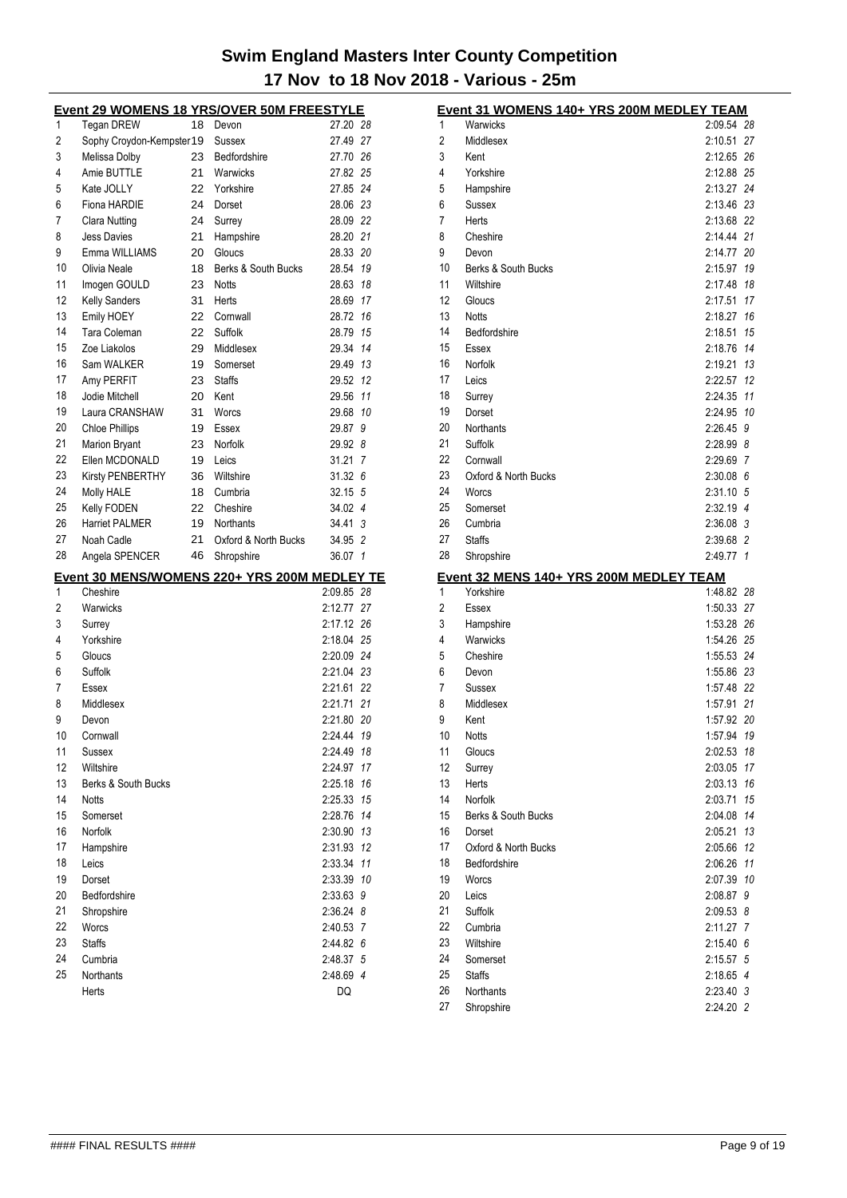# Swim England Masters Inter County Competition

## 17 Nov to 18 Nov 2018 - Various - 25m

### Event 29 WOMENS 18 YRS/OVER 50M FREESTYLE

| Place | Name | Age | County | Time | Points |
|---|---|---|---|---|---|
| 1 | Tegan DREW | 18 | Devon | 27.20 | 28 |
| 2 | Sophy Croydon-Kempster | 19 | Sussex | 27.49 | 27 |
| 3 | Melissa Dolby | 23 | Bedfordshire | 27.70 | 26 |
| 4 | Amie BUTTLE | 21 | Warwicks | 27.82 | 25 |
| 5 | Kate JOLLY | 22 | Yorkshire | 27.85 | 24 |
| 6 | Fiona HARDIE | 24 | Dorset | 28.06 | 23 |
| 7 | Clara Nutting | 24 | Surrey | 28.09 | 22 |
| 8 | Jess Davies | 21 | Hampshire | 28.20 | 21 |
| 9 | Emma WILLIAMS | 20 | Gloucs | 28.33 | 20 |
| 10 | Olivia Neale | 18 | Berks & South Bucks | 28.54 | 19 |
| 11 | Imogen GOULD | 23 | Notts | 28.63 | 18 |
| 12 | Kelly Sanders | 31 | Herts | 28.69 | 17 |
| 13 | Emily HOEY | 22 | Cornwall | 28.72 | 16 |
| 14 | Tara Coleman | 22 | Suffolk | 28.79 | 15 |
| 15 | Zoe Liakolos | 29 | Middlesex | 29.34 | 14 |
| 16 | Sam WALKER | 19 | Somerset | 29.49 | 13 |
| 17 | Amy PERFIT | 23 | Staffs | 29.52 | 12 |
| 18 | Jodie Mitchell | 20 | Kent | 29.56 | 11 |
| 19 | Laura CRANSHAW | 31 | Worcs | 29.68 | 10 |
| 20 | Chloe Phillips | 19 | Essex | 29.87 | 9 |
| 21 | Marion Bryant | 23 | Norfolk | 29.92 | 8 |
| 22 | Ellen MCDONALD | 19 | Leics | 31.21 | 7 |
| 23 | Kirsty PENBERTHY | 36 | Wiltshire | 31.32 | 6 |
| 24 | Molly HALE | 18 | Cumbria | 32.15 | 5 |
| 25 | Kelly FODEN | 22 | Cheshire | 34.02 | 4 |
| 26 | Harriet PALMER | 19 | Northants | 34.41 | 3 |
| 27 | Noah Cadle | 21 | Oxford & North Bucks | 34.95 | 2 |
| 28 | Angela SPENCER | 46 | Shropshire | 36.07 | 1 |

### Event 30 MENS/WOMENS 220+ YRS 200M MEDLEY TE

| Place | Team | Time | Points |
|---|---|---|---|
| 1 | Cheshire | 2:09.85 | 28 |
| 2 | Warwicks | 2:12.77 | 27 |
| 3 | Surrey | 2:17.12 | 26 |
| 4 | Yorkshire | 2:18.04 | 25 |
| 5 | Gloucs | 2:20.09 | 24 |
| 6 | Suffolk | 2:21.04 | 23 |
| 7 | Essex | 2:21.61 | 22 |
| 8 | Middlesex | 2:21.71 | 21 |
| 9 | Devon | 2:21.80 | 20 |
| 10 | Cornwall | 2:24.44 | 19 |
| 11 | Sussex | 2:24.49 | 18 |
| 12 | Wiltshire | 2:24.97 | 17 |
| 13 | Berks & South Bucks | 2:25.18 | 16 |
| 14 | Notts | 2:25.33 | 15 |
| 15 | Somerset | 2:28.76 | 14 |
| 16 | Norfolk | 2:30.90 | 13 |
| 17 | Hampshire | 2:31.93 | 12 |
| 18 | Leics | 2:33.34 | 11 |
| 19 | Dorset | 2:33.39 | 10 |
| 20 | Bedfordshire | 2:33.63 | 9 |
| 21 | Shropshire | 2:36.24 | 8 |
| 22 | Worcs | 2:40.53 | 7 |
| 23 | Staffs | 2:44.82 | 6 |
| 24 | Cumbria | 2:48.37 | 5 |
| 25 | Northants | 2:48.69 | 4 |
| | Herts | DQ | |

### Event 31 WOMENS 140+ YRS 200M MEDLEY TEAM

| Place | Team | Time | Points |
|---|---|---|---|
| 1 | Warwicks | 2:09.54 | 28 |
| 2 | Middlesex | 2:10.51 | 27 |
| 3 | Kent | 2:12.65 | 26 |
| 4 | Yorkshire | 2:12.88 | 25 |
| 5 | Hampshire | 2:13.27 | 24 |
| 6 | Sussex | 2:13.46 | 23 |
| 7 | Herts | 2:13.68 | 22 |
| 8 | Cheshire | 2:14.44 | 21 |
| 9 | Devon | 2:14.77 | 20 |
| 10 | Berks & South Bucks | 2:15.97 | 19 |
| 11 | Wiltshire | 2:17.48 | 18 |
| 12 | Gloucs | 2:17.51 | 17 |
| 13 | Notts | 2:18.27 | 16 |
| 14 | Bedfordshire | 2:18.51 | 15 |
| 15 | Essex | 2:18.76 | 14 |
| 16 | Norfolk | 2:19.21 | 13 |
| 17 | Leics | 2:22.57 | 12 |
| 18 | Surrey | 2:24.35 | 11 |
| 19 | Dorset | 2:24.95 | 10 |
| 20 | Northants | 2:26.45 | 9 |
| 21 | Suffolk | 2:28.99 | 8 |
| 22 | Cornwall | 2:29.69 | 7 |
| 23 | Oxford & North Bucks | 2:30.08 | 6 |
| 24 | Worcs | 2:31.10 | 5 |
| 25 | Somerset | 2:32.19 | 4 |
| 26 | Cumbria | 2:36.08 | 3 |
| 27 | Staffs | 2:39.68 | 2 |
| 28 | Shropshire | 2:49.77 | 1 |

### Event 32 MENS 140+ YRS 200M MEDLEY TEAM

| Place | Team | Time | Points |
|---|---|---|---|
| 1 | Yorkshire | 1:48.82 | 28 |
| 2 | Essex | 1:50.33 | 27 |
| 3 | Hampshire | 1:53.28 | 26 |
| 4 | Warwicks | 1:54.26 | 25 |
| 5 | Cheshire | 1:55.53 | 24 |
| 6 | Devon | 1:55.86 | 23 |
| 7 | Sussex | 1:57.48 | 22 |
| 8 | Middlesex | 1:57.91 | 21 |
| 9 | Kent | 1:57.92 | 20 |
| 10 | Notts | 1:57.94 | 19 |
| 11 | Gloucs | 2:02.53 | 18 |
| 12 | Surrey | 2:03.05 | 17 |
| 13 | Herts | 2:03.13 | 16 |
| 14 | Norfolk | 2:03.71 | 15 |
| 15 | Berks & South Bucks | 2:04.08 | 14 |
| 16 | Dorset | 2:05.21 | 13 |
| 17 | Oxford & North Bucks | 2:05.66 | 12 |
| 18 | Bedfordshire | 2:06.26 | 11 |
| 19 | Worcs | 2:07.39 | 10 |
| 20 | Leics | 2:08.87 | 9 |
| 21 | Suffolk | 2:09.53 | 8 |
| 22 | Cumbria | 2:11.27 | 7 |
| 23 | Wiltshire | 2:15.40 | 6 |
| 24 | Somerset | 2:15.57 | 5 |
| 25 | Staffs | 2:18.65 | 4 |
| 26 | Northants | 2:23.40 | 3 |
| 27 | Shropshire | 2:24.20 | 2 |

#### FINAL RESULTS ####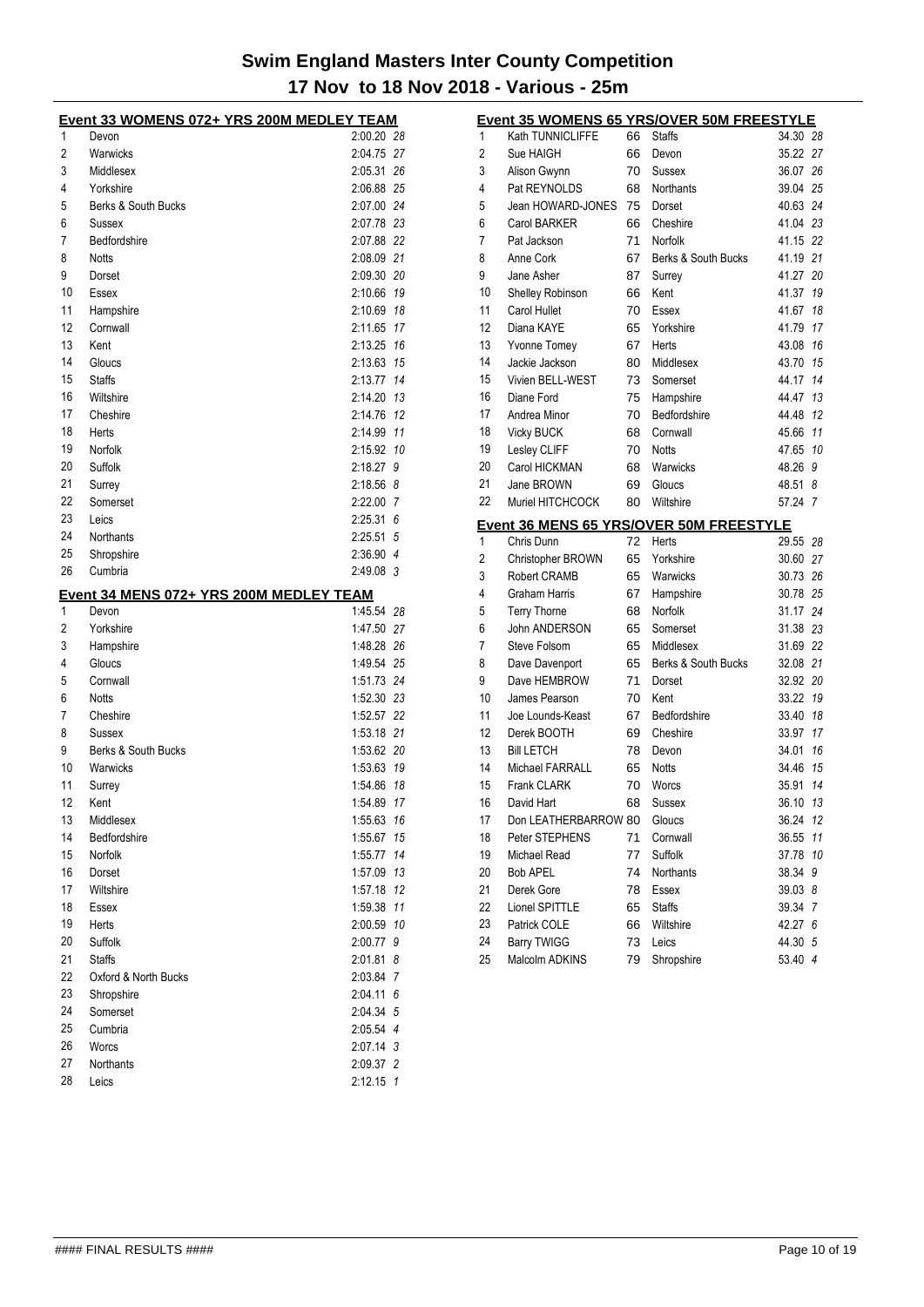# Swim England Masters Inter County Competition

## 17 Nov to 18 Nov 2018 - Various - 25m

### Event 33 WOMENS 072+ YRS 200M MEDLEY TEAM

| Place | Team | Time | Points |
|---|---|---|---|
| 1 | Devon | 2:00.20 | 28 |
| 2 | Warwicks | 2:04.75 | 27 |
| 3 | Middlesex | 2:05.31 | 26 |
| 4 | Yorkshire | 2:06.88 | 25 |
| 5 | Berks & South Bucks | 2:07.00 | 24 |
| 6 | Sussex | 2:07.78 | 23 |
| 7 | Bedfordshire | 2:07.88 | 22 |
| 8 | Notts | 2:08.09 | 21 |
| 9 | Dorset | 2:09.30 | 20 |
| 10 | Essex | 2:10.66 | 19 |
| 11 | Hampshire | 2:10.69 | 18 |
| 12 | Cornwall | 2:11.65 | 17 |
| 13 | Kent | 2:13.25 | 16 |
| 14 | Gloucs | 2:13.63 | 15 |
| 15 | Staffs | 2:13.77 | 14 |
| 16 | Wiltshire | 2:14.20 | 13 |
| 17 | Cheshire | 2:14.76 | 12 |
| 18 | Herts | 2:14.99 | 11 |
| 19 | Norfolk | 2:15.92 | 10 |
| 20 | Suffolk | 2:18.27 | 9 |
| 21 | Surrey | 2:18.56 | 8 |
| 22 | Somerset | 2:22.00 | 7 |
| 23 | Leics | 2:25.31 | 6 |
| 24 | Northants | 2:25.51 | 5 |
| 25 | Shropshire | 2:36.90 | 4 |
| 26 | Cumbria | 2:49.08 | 3 |

### Event 34 MENS 072+ YRS 200M MEDLEY TEAM

| Place | Team | Time | Points |
|---|---|---|---|
| 1 | Devon | 1:45.54 | 28 |
| 2 | Yorkshire | 1:47.50 | 27 |
| 3 | Hampshire | 1:48.28 | 26 |
| 4 | Gloucs | 1:49.54 | 25 |
| 5 | Cornwall | 1:51.73 | 24 |
| 6 | Notts | 1:52.30 | 23 |
| 7 | Cheshire | 1:52.57 | 22 |
| 8 | Sussex | 1:53.18 | 21 |
| 9 | Berks & South Bucks | 1:53.62 | 20 |
| 10 | Warwicks | 1:53.63 | 19 |
| 11 | Surrey | 1:54.86 | 18 |
| 12 | Kent | 1:54.89 | 17 |
| 13 | Middlesex | 1:55.63 | 16 |
| 14 | Bedfordshire | 1:55.67 | 15 |
| 15 | Norfolk | 1:55.77 | 14 |
| 16 | Dorset | 1:57.09 | 13 |
| 17 | Wiltshire | 1:57.18 | 12 |
| 18 | Essex | 1:59.38 | 11 |
| 19 | Herts | 2:00.59 | 10 |
| 20 | Suffolk | 2:00.77 | 9 |
| 21 | Staffs | 2:01.81 | 8 |
| 22 | Oxford & North Bucks | 2:03.84 | 7 |
| 23 | Shropshire | 2:04.11 | 6 |
| 24 | Somerset | 2:04.34 | 5 |
| 25 | Cumbria | 2:05.54 | 4 |
| 26 | Worcs | 2:07.14 | 3 |
| 27 | Northants | 2:09.37 | 2 |
| 28 | Leics | 2:12.15 | 1 |

### Event 35 WOMENS 65 YRS/OVER 50M FREESTYLE

| Place | Name | Age | Team | Time | Points |
|---|---|---|---|---|---|
| 1 | Kath TUNNICLIFFE | 66 | Staffs | 34.30 | 28 |
| 2 | Sue HAIGH | 66 | Devon | 35.22 | 27 |
| 3 | Alison Gwynn | 70 | Sussex | 36.07 | 26 |
| 4 | Pat REYNOLDS | 68 | Northants | 39.04 | 25 |
| 5 | Jean HOWARD-JONES | 75 | Dorset | 40.63 | 24 |
| 6 | Carol BARKER | 66 | Cheshire | 41.04 | 23 |
| 7 | Pat Jackson | 71 | Norfolk | 41.15 | 22 |
| 8 | Anne Cork | 67 | Berks & South Bucks | 41.19 | 21 |
| 9 | Jane Asher | 87 | Surrey | 41.27 | 20 |
| 10 | Shelley Robinson | 66 | Kent | 41.37 | 19 |
| 11 | Carol Hullet | 70 | Essex | 41.67 | 18 |
| 12 | Diana KAYE | 65 | Yorkshire | 41.79 | 17 |
| 13 | Yvonne Tomey | 67 | Herts | 43.08 | 16 |
| 14 | Jackie Jackson | 80 | Middlesex | 43.70 | 15 |
| 15 | Vivien BELL-WEST | 73 | Somerset | 44.17 | 14 |
| 16 | Diane Ford | 75 | Hampshire | 44.47 | 13 |
| 17 | Andrea Minor | 70 | Bedfordshire | 44.48 | 12 |
| 18 | Vicky BUCK | 68 | Cornwall | 45.66 | 11 |
| 19 | Lesley CLIFF | 70 | Notts | 47.65 | 10 |
| 20 | Carol HICKMAN | 68 | Warwicks | 48.26 | 9 |
| 21 | Jane BROWN | 69 | Gloucs | 48.51 | 8 |
| 22 | Muriel HITCHCOCK | 80 | Wiltshire | 57.24 | 7 |

### Event 36 MENS 65 YRS/OVER 50M FREESTYLE

| Place | Name | Age | Team | Time | Points |
|---|---|---|---|---|---|
| 1 | Chris Dunn | 72 | Herts | 29.55 | 28 |
| 2 | Christopher BROWN | 65 | Yorkshire | 30.60 | 27 |
| 3 | Robert CRAMB | 65 | Warwicks | 30.73 | 26 |
| 4 | Graham Harris | 67 | Hampshire | 30.78 | 25 |
| 5 | Terry Thorne | 68 | Norfolk | 31.17 | 24 |
| 6 | John ANDERSON | 65 | Somerset | 31.38 | 23 |
| 7 | Steve Folsom | 65 | Middlesex | 31.69 | 22 |
| 8 | Dave Davenport | 65 | Berks & South Bucks | 32.08 | 21 |
| 9 | Dave HEMBROW | 71 | Dorset | 32.92 | 20 |
| 10 | James Pearson | 70 | Kent | 33.22 | 19 |
| 11 | Joe Lounds-Keast | 67 | Bedfordshire | 33.40 | 18 |
| 12 | Derek BOOTH | 69 | Cheshire | 33.97 | 17 |
| 13 | Bill LETCH | 78 | Devon | 34.01 | 16 |
| 14 | Michael FARRALL | 65 | Notts | 34.46 | 15 |
| 15 | Frank CLARK | 70 | Worcs | 35.91 | 14 |
| 16 | David Hart | 68 | Sussex | 36.10 | 13 |
| 17 | Don LEATHERBARROW | 80 | Gloucs | 36.24 | 12 |
| 18 | Peter STEPHENS | 71 | Cornwall | 36.55 | 11 |
| 19 | Michael Read | 77 | Suffolk | 37.78 | 10 |
| 20 | Bob APEL | 74 | Northants | 38.34 | 9 |
| 21 | Derek Gore | 78 | Essex | 39.03 | 8 |
| 22 | Lionel SPITTLE | 65 | Staffs | 39.34 | 7 |
| 23 | Patrick COLE | 66 | Wiltshire | 42.27 | 6 |
| 24 | Barry TWIGG | 73 | Leics | 44.30 | 5 |
| 25 | Malcolm ADKINS | 79 | Shropshire | 53.40 | 4 |

#### FINAL RESULTS ####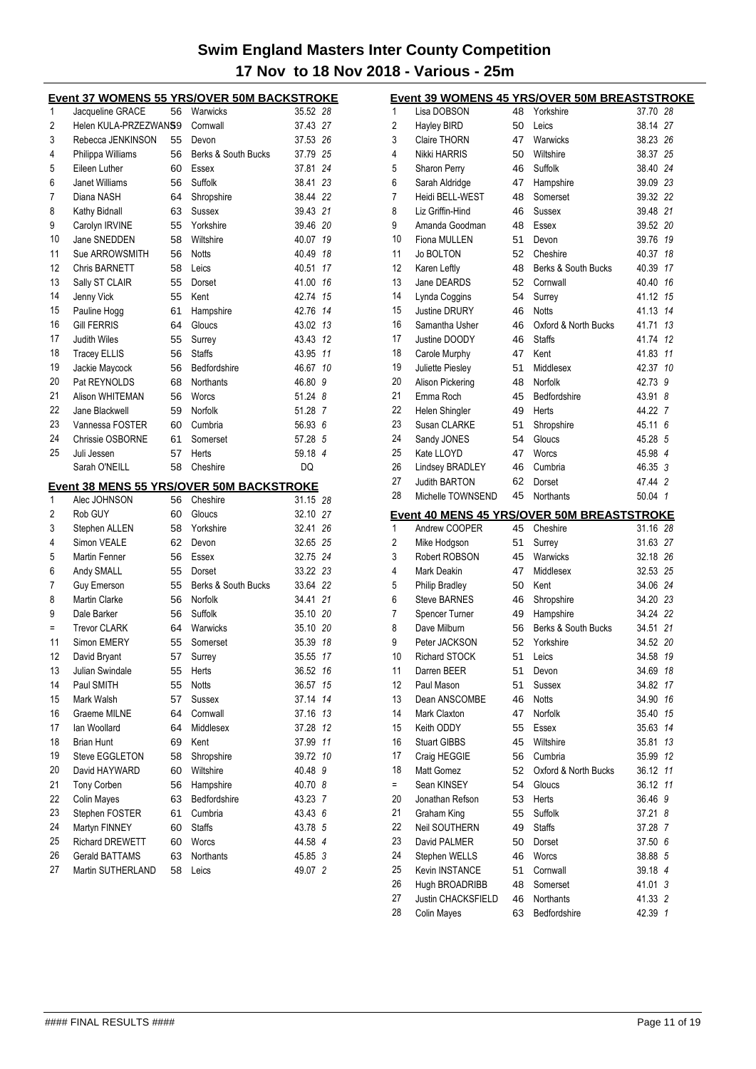# Swim England Masters Inter County Competition

## 17 Nov to 18 Nov 2018 - Various - 25m

### Event 37 WOMENS 55 YRS/OVER 50M BACKSTROKE

| Place | Name | Age | County | Time | Points |
|---|---|---|---|---|---|
| 1 | Jacqueline GRACE | 56 | Warwicks | 35.52 | 28 |
| 2 | Helen KULA-PRZEZWANS | 59 | Cornwall | 37.43 | 27 |
| 3 | Rebecca JENKINSON | 55 | Devon | 37.53 | 26 |
| 4 | Philippa Williams | 56 | Berks & South Bucks | 37.79 | 25 |
| 5 | Eileen Luther | 60 | Essex | 37.81 | 24 |
| 6 | Janet Williams | 56 | Suffolk | 38.41 | 23 |
| 7 | Diana NASH | 64 | Shropshire | 38.44 | 22 |
| 8 | Kathy Bidnall | 63 | Sussex | 39.43 | 21 |
| 9 | Carolyn IRVINE | 55 | Yorkshire | 39.46 | 20 |
| 10 | Jane SNEDDEN | 58 | Wiltshire | 40.07 | 19 |
| 11 | Sue ARROWSMITH | 56 | Notts | 40.49 | 18 |
| 12 | Chris BARNETT | 58 | Leics | 40.51 | 17 |
| 13 | Sally ST CLAIR | 55 | Dorset | 41.00 | 16 |
| 14 | Jenny Vick | 55 | Kent | 42.74 | 15 |
| 15 | Pauline Hogg | 61 | Hampshire | 42.76 | 14 |
| 16 | Gill FERRIS | 64 | Gloucs | 43.02 | 13 |
| 17 | Judith Wiles | 55 | Surrey | 43.43 | 12 |
| 18 | Tracey ELLIS | 56 | Staffs | 43.95 | 11 |
| 19 | Jackie Maycock | 56 | Bedfordshire | 46.67 | 10 |
| 20 | Pat REYNOLDS | 68 | Northants | 46.80 | 9 |
| 21 | Alison WHITEMAN | 56 | Worcs | 51.24 | 8 |
| 22 | Jane Blackwell | 59 | Norfolk | 51.28 | 7 |
| 23 | Vannessa FOSTER | 60 | Cumbria | 56.93 | 6 |
| 24 | Chrissie OSBORNE | 61 | Somerset | 57.28 | 5 |
| 25 | Juli Jessen | 57 | Herts | 59.18 | 4 |
| | Sarah O'NEILL | 58 | Cheshire | DQ | |

### Event 38 MENS 55 YRS/OVER 50M BACKSTROKE

| Place | Name | Age | County | Time | Points |
|---|---|---|---|---|---|
| 1 | Alec JOHNSON | 56 | Cheshire | 31.15 | 28 |
| 2 | Rob GUY | 60 | Gloucs | 32.10 | 27 |
| 3 | Stephen ALLEN | 58 | Yorkshire | 32.41 | 26 |
| 4 | Simon VEALE | 62 | Devon | 32.65 | 25 |
| 5 | Martin Fenner | 56 | Essex | 32.75 | 24 |
| 6 | Andy SMALL | 55 | Dorset | 33.22 | 23 |
| 7 | Guy Emerson | 55 | Berks & South Bucks | 33.64 | 22 |
| 8 | Martin Clarke | 56 | Norfolk | 34.41 | 21 |
| 9 | Dale Barker | 56 | Suffolk | 35.10 | 20 |
| = | Trevor CLARK | 64 | Warwicks | 35.10 | 20 |
| 11 | Simon EMERY | 55 | Somerset | 35.39 | 18 |
| 12 | David Bryant | 57 | Surrey | 35.55 | 17 |
| 13 | Julian Swindale | 55 | Herts | 36.52 | 16 |
| 14 | Paul SMITH | 55 | Notts | 36.57 | 15 |
| 15 | Mark Walsh | 57 | Sussex | 37.14 | 14 |
| 16 | Graeme MILNE | 64 | Cornwall | 37.16 | 13 |
| 17 | Ian Woollard | 64 | Middlesex | 37.28 | 12 |
| 18 | Brian Hunt | 69 | Kent | 37.99 | 11 |
| 19 | Steve EGGLETON | 58 | Shropshire | 39.72 | 10 |
| 20 | David HAYWARD | 60 | Wiltshire | 40.48 | 9 |
| 21 | Tony Corben | 56 | Hampshire | 40.70 | 8 |
| 22 | Colin Mayes | 63 | Bedfordshire | 43.23 | 7 |
| 23 | Stephen FOSTER | 61 | Cumbria | 43.43 | 6 |
| 24 | Martyn FINNEY | 60 | Staffs | 43.78 | 5 |
| 25 | Richard DREWETT | 60 | Worcs | 44.58 | 4 |
| 26 | Gerald BATTAMS | 63 | Northants | 45.85 | 3 |
| 27 | Martin SUTHERLAND | 58 | Leics | 49.07 | 2 |

### Event 39 WOMENS 45 YRS/OVER 50M BREASTSTROKE

| Place | Name | Age | County | Time | Points |
|---|---|---|---|---|---|
| 1 | Lisa DOBSON | 48 | Yorkshire | 37.70 | 28 |
| 2 | Hayley BIRD | 50 | Leics | 38.14 | 27 |
| 3 | Claire THORN | 47 | Warwicks | 38.23 | 26 |
| 4 | Nikki HARRIS | 50 | Wiltshire | 38.37 | 25 |
| 5 | Sharon Perry | 46 | Suffolk | 38.40 | 24 |
| 6 | Sarah Aldridge | 47 | Hampshire | 39.09 | 23 |
| 7 | Heidi BELL-WEST | 48 | Somerset | 39.32 | 22 |
| 8 | Liz Griffin-Hind | 46 | Sussex | 39.48 | 21 |
| 9 | Amanda Goodman | 48 | Essex | 39.52 | 20 |
| 10 | Fiona MULLEN | 51 | Devon | 39.76 | 19 |
| 11 | Jo BOLTON | 52 | Cheshire | 40.37 | 18 |
| 12 | Karen Leftly | 48 | Berks & South Bucks | 40.39 | 17 |
| 13 | Jane DEARDS | 52 | Cornwall | 40.40 | 16 |
| 14 | Lynda Coggins | 54 | Surrey | 41.12 | 15 |
| 15 | Justine DRURY | 46 | Notts | 41.13 | 14 |
| 16 | Samantha Usher | 46 | Oxford & North Bucks | 41.71 | 13 |
| 17 | Justine DOODY | 46 | Staffs | 41.74 | 12 |
| 18 | Carole Murphy | 47 | Kent | 41.83 | 11 |
| 19 | Juliette Piesley | 51 | Middlesex | 42.37 | 10 |
| 20 | Alison Pickering | 48 | Norfolk | 42.73 | 9 |
| 21 | Emma Roch | 45 | Bedfordshire | 43.91 | 8 |
| 22 | Helen Shingler | 49 | Herts | 44.22 | 7 |
| 23 | Susan CLARKE | 51 | Shropshire | 45.11 | 6 |
| 24 | Sandy JONES | 54 | Gloucs | 45.28 | 5 |
| 25 | Kate LLOYD | 47 | Worcs | 45.98 | 4 |
| 26 | Lindsey BRADLEY | 46 | Cumbria | 46.35 | 3 |
| 27 | Judith BARTON | 62 | Dorset | 47.44 | 2 |
| 28 | Michelle TOWNSEND | 45 | Northants | 50.04 | 1 |

### Event 40 MENS 45 YRS/OVER 50M BREASTSTROKE

| Place | Name | Age | County | Time | Points |
|---|---|---|---|---|---|
| 1 | Andrew COOPER | 45 | Cheshire | 31.16 | 28 |
| 2 | Mike Hodgson | 51 | Surrey | 31.63 | 27 |
| 3 | Robert ROBSON | 45 | Warwicks | 32.18 | 26 |
| 4 | Mark Deakin | 47 | Middlesex | 32.53 | 25 |
| 5 | Philip Bradley | 50 | Kent | 34.06 | 24 |
| 6 | Steve BARNES | 46 | Shropshire | 34.20 | 23 |
| 7 | Spencer Turner | 49 | Hampshire | 34.24 | 22 |
| 8 | Dave Milburn | 56 | Berks & South Bucks | 34.51 | 21 |
| 9 | Peter JACKSON | 52 | Yorkshire | 34.52 | 20 |
| 10 | Richard STOCK | 51 | Leics | 34.58 | 19 |
| 11 | Darren BEER | 51 | Devon | 34.69 | 18 |
| 12 | Paul Mason | 51 | Sussex | 34.82 | 17 |
| 13 | Dean ANSCOMBE | 46 | Notts | 34.90 | 16 |
| 14 | Mark Claxton | 47 | Norfolk | 35.40 | 15 |
| 15 | Keith ODDY | 55 | Essex | 35.63 | 14 |
| 16 | Stuart GIBBS | 45 | Wiltshire | 35.81 | 13 |
| 17 | Craig HEGGIE | 56 | Cumbria | 35.99 | 12 |
| 18 | Matt Gomez | 52 | Oxford & North Bucks | 36.12 | 11 |
| = | Sean KINSEY | 54 | Gloucs | 36.12 | 11 |
| 20 | Jonathan Refson | 53 | Herts | 36.46 | 9 |
| 21 | Graham King | 55 | Suffolk | 37.21 | 8 |
| 22 | Neil SOUTHERN | 49 | Staffs | 37.28 | 7 |
| 23 | David PALMER | 50 | Dorset | 37.50 | 6 |
| 24 | Stephen WELLS | 46 | Worcs | 38.88 | 5 |
| 25 | Kevin INSTANCE | 51 | Cornwall | 39.18 | 4 |
| 26 | Hugh BROADRIBB | 48 | Somerset | 41.01 | 3 |
| 27 | Justin CHACKSFIELD | 46 | Northants | 41.33 | 2 |
| 28 | Colin Mayes | 63 | Bedfordshire | 42.39 | 1 |

#### FINAL RESULTS ####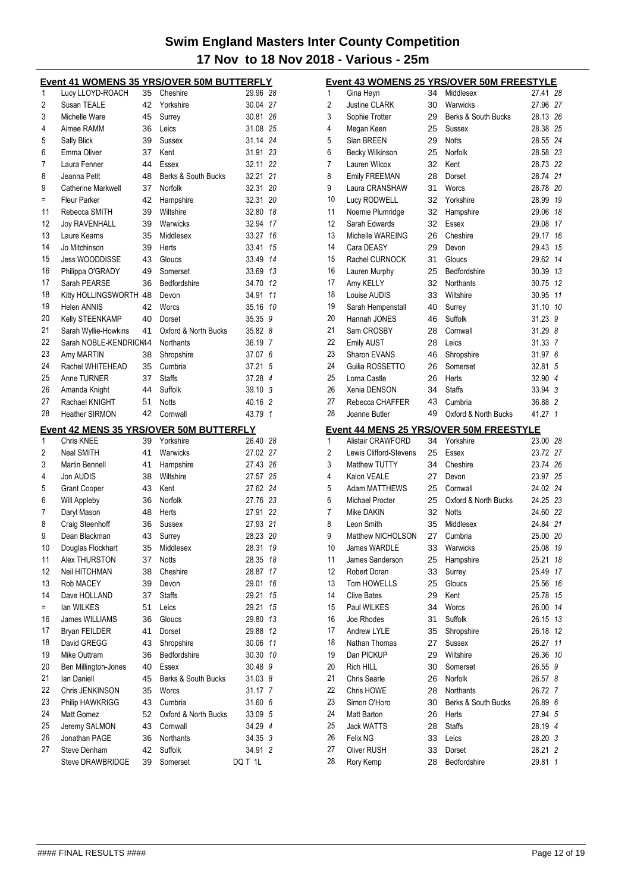# Swim England Masters Inter County Competition

## 17 Nov to 18 Nov 2018 - Various - 25m

### Event 41 WOMENS 35 YRS/OVER 50M BUTTERFLY

| Place | Name | Age | County | Time | Points |
|---|---|---|---|---|---|
| 1 | Lucy LLOYD-ROACH | 35 | Cheshire | 29.96 | 28 |
| 2 | Susan TEALE | 42 | Yorkshire | 30.04 | 27 |
| 3 | Michelle Ware | 45 | Surrey | 30.81 | 26 |
| 4 | Aimee RAMM | 36 | Leics | 31.08 | 25 |
| 5 | Sally Blick | 39 | Sussex | 31.14 | 24 |
| 6 | Emma Oliver | 37 | Kent | 31.91 | 23 |
| 7 | Laura Fenner | 44 | Essex | 32.11 | 22 |
| 8 | Jeanna Petit | 48 | Berks & South Bucks | 32.21 | 21 |
| 9 | Catherine Markwell | 37 | Norfolk | 32.31 | 20 |
| = | Fleur Parker | 42 | Hampshire | 32.31 | 20 |
| 11 | Rebecca SMITH | 39 | Wiltshire | 32.80 | 18 |
| 12 | Joy RAVENHALL | 39 | Warwicks | 32.94 | 17 |
| 13 | Laure Kearns | 35 | Middlesex | 33.27 | 16 |
| 14 | Jo Mitchinson | 39 | Herts | 33.41 | 15 |
| 15 | Jess WOODDISSE | 43 | Gloucs | 33.49 | 14 |
| 16 | Philippa O'GRADY | 49 | Somerset | 33.69 | 13 |
| 17 | Sarah PEARSE | 36 | Bedfordshire | 34.70 | 12 |
| 18 | Kitty HOLLINGSWORTH | 48 | Devon | 34.91 | 11 |
| 19 | Helen ANNIS | 42 | Worcs | 35.16 | 10 |
| 20 | Kelly STEENKAMP | 40 | Dorset | 35.35 | 9 |
| 21 | Sarah Wyllie-Howkins | 41 | Oxford & North Bucks | 35.82 | 8 |
| 22 | Sarah NOBLE-KENDRICK | 44 | Northants | 36.19 | 7 |
| 23 | Amy MARTIN | 38 | Shropshire | 37.07 | 6 |
| 24 | Rachel WHITEHEAD | 35 | Cumbria | 37.21 | 5 |
| 25 | Anne TURNER | 37 | Staffs | 37.28 | 4 |
| 26 | Amanda Knight | 44 | Suffolk | 39.10 | 3 |
| 27 | Rachael KNIGHT | 51 | Notts | 40.16 | 2 |
| 28 | Heather SIRMON | 42 | Cornwall | 43.79 | 1 |

### Event 42 MENS 35 YRS/OVER 50M BUTTERFLY

| Place | Name | Age | County | Time | Points |
|---|---|---|---|---|---|
| 1 | Chris KNEE | 39 | Yorkshire | 26.40 | 28 |
| 2 | Neal SMITH | 41 | Warwicks | 27.02 | 27 |
| 3 | Martin Bennell | 41 | Hampshire | 27.43 | 26 |
| 4 | Jon AUDIS | 38 | Wiltshire | 27.57 | 25 |
| 5 | Grant Cooper | 43 | Kent | 27.62 | 24 |
| 6 | Will Appleby | 36 | Norfolk | 27.76 | 23 |
| 7 | Daryl Mason | 48 | Herts | 27.91 | 22 |
| 8 | Craig Steenhoff | 36 | Sussex | 27.93 | 21 |
| 9 | Dean Blackman | 43 | Surrey | 28.23 | 20 |
| 10 | Douglas Flockhart | 35 | Middlesex | 28.31 | 19 |
| 11 | Alex THURSTON | 37 | Notts | 28.35 | 18 |
| 12 | Neil HITCHMAN | 38 | Cheshire | 28.87 | 17 |
| 13 | Rob MACEY | 39 | Devon | 29.01 | 16 |
| 14 | Dave HOLLAND | 37 | Staffs | 29.21 | 15 |
| = | Ian WILKES | 51 | Leics | 29.21 | 15 |
| 16 | James WILLIAMS | 36 | Gloucs | 29.80 | 13 |
| 17 | Bryan FEILDER | 41 | Dorset | 29.88 | 12 |
| 18 | David GREGG | 43 | Shropshire | 30.06 | 11 |
| 19 | Mike Outtram | 36 | Bedfordshire | 30.30 | 10 |
| 20 | Ben Millington-Jones | 40 | Essex | 30.48 | 9 |
| 21 | Ian Daniell | 45 | Berks & South Bucks | 31.03 | 8 |
| 22 | Chris JENKINSON | 35 | Worcs | 31.17 | 7 |
| 23 | Philip HAWKRIGG | 43 | Cumbria | 31.60 | 6 |
| 24 | Matt Gomez | 52 | Oxford & North Bucks | 33.09 | 5 |
| 25 | Jeremy SALMON | 43 | Cornwall | 34.29 | 4 |
| 26 | Jonathan PAGE | 36 | Northants | 34.35 | 3 |
| 27 | Steve Denham | 42 | Suffolk | 34.91 | 2 |
| | Steve DRAWBRIDGE | 39 | Somerset | DQ T 1L | |

### Event 43 WOMENS 25 YRS/OVER 50M FREESTYLE

| Place | Name | Age | County | Time | Points |
|---|---|---|---|---|---|
| 1 | Gina Heyn | 34 | Middlesex | 27.41 | 28 |
| 2 | Justine CLARK | 30 | Warwicks | 27.96 | 27 |
| 3 | Sophie Trotter | 29 | Berks & South Bucks | 28.13 | 26 |
| 4 | Megan Keen | 25 | Sussex | 28.38 | 25 |
| 5 | Sian BREEN | 29 | Notts | 28.55 | 24 |
| 6 | Becky Wilkinson | 25 | Norfolk | 28.58 | 23 |
| 7 | Lauren Wilcox | 32 | Kent | 28.73 | 22 |
| 8 | Emily FREEMAN | 28 | Dorset | 28.74 | 21 |
| 9 | Laura CRANSHAW | 31 | Worcs | 28.78 | 20 |
| 10 | Lucy RODWELL | 32 | Yorkshire | 28.99 | 19 |
| 11 | Noemie Plumridge | 32 | Hampshire | 29.06 | 18 |
| 12 | Sarah Edwards | 32 | Essex | 29.08 | 17 |
| 13 | Michelle WAREING | 26 | Cheshire | 29.17 | 16 |
| 14 | Cara DEASY | 29 | Devon | 29.43 | 15 |
| 15 | Rachel CURNOCK | 31 | Gloucs | 29.62 | 14 |
| 16 | Lauren Murphy | 25 | Bedfordshire | 30.39 | 13 |
| 17 | Amy KELLY | 32 | Northants | 30.75 | 12 |
| 18 | Louise AUDIS | 33 | Wiltshire | 30.95 | 11 |
| 19 | Sarah Hempenstall | 40 | Surrey | 31.10 | 10 |
| 20 | Hannah JONES | 46 | Suffolk | 31.23 | 9 |
| 21 | Sam CROSBY | 28 | Cornwall | 31.29 | 8 |
| 22 | Emily AUST | 28 | Leics | 31.33 | 7 |
| 23 | Sharon EVANS | 46 | Shropshire | 31.97 | 6 |
| 24 | Guilia ROSSETTO | 26 | Somerset | 32.81 | 5 |
| 25 | Lorna Castle | 26 | Herts | 32.90 | 4 |
| 26 | Xenia DENSON | 34 | Staffs | 33.94 | 3 |
| 27 | Rebecca CHAFFER | 43 | Cumbria | 36.88 | 2 |
| 28 | Joanne Butler | 49 | Oxford & North Bucks | 41.27 | 1 |

### Event 44 MENS 25 YRS/OVER 50M FREESTYLE

| Place | Name | Age | County | Time | Points |
|---|---|---|---|---|---|
| 1 | Alistair CRAWFORD | 34 | Yorkshire | 23.00 | 28 |
| 2 | Lewis Clifford-Stevens | 25 | Essex | 23.72 | 27 |
| 3 | Matthew TUTTY | 34 | Cheshire | 23.74 | 26 |
| 4 | Kalon VEALE | 27 | Devon | 23.97 | 25 |
| 5 | Adam MATTHEWS | 25 | Cornwall | 24.02 | 24 |
| 6 | Michael Procter | 25 | Oxford & North Bucks | 24.25 | 23 |
| 7 | Mike DAKIN | 32 | Notts | 24.60 | 22 |
| 8 | Leon Smith | 35 | Middlesex | 24.84 | 21 |
| 9 | Matthew NICHOLSON | 27 | Cumbria | 25.00 | 20 |
| 10 | James WARDLE | 33 | Warwicks | 25.08 | 19 |
| 11 | James Sanderson | 25 | Hampshire | 25.21 | 18 |
| 12 | Robert Doran | 33 | Surrey | 25.49 | 17 |
| 13 | Tom HOWELLS | 25 | Gloucs | 25.56 | 16 |
| 14 | Clive Bates | 29 | Kent | 25.78 | 15 |
| 15 | Paul WILKES | 34 | Worcs | 26.00 | 14 |
| 16 | Joe Rhodes | 31 | Suffolk | 26.15 | 13 |
| 17 | Andrew LYLE | 35 | Shropshire | 26.18 | 12 |
| 18 | Nathan Thomas | 27 | Sussex | 26.27 | 11 |
| 19 | Dan PICKUP | 29 | Wiltshire | 26.36 | 10 |
| 20 | Rich HILL | 30 | Somerset | 26.55 | 9 |
| 21 | Chris Searle | 26 | Norfolk | 26.57 | 8 |
| 22 | Chris HOWE | 28 | Northants | 26.72 | 7 |
| 23 | Simon O'Horo | 30 | Berks & South Bucks | 26.89 | 6 |
| 24 | Matt Barton | 26 | Herts | 27.94 | 5 |
| 25 | Jack WATTS | 28 | Staffs | 28.19 | 4 |
| 26 | Felix NG | 33 | Leics | 28.20 | 3 |
| 27 | Oliver RUSH | 33 | Dorset | 28.21 | 2 |
| 28 | Rory Kemp | 28 | Bedfordshire | 29.81 | 1 |

#### FINAL RESULTS ####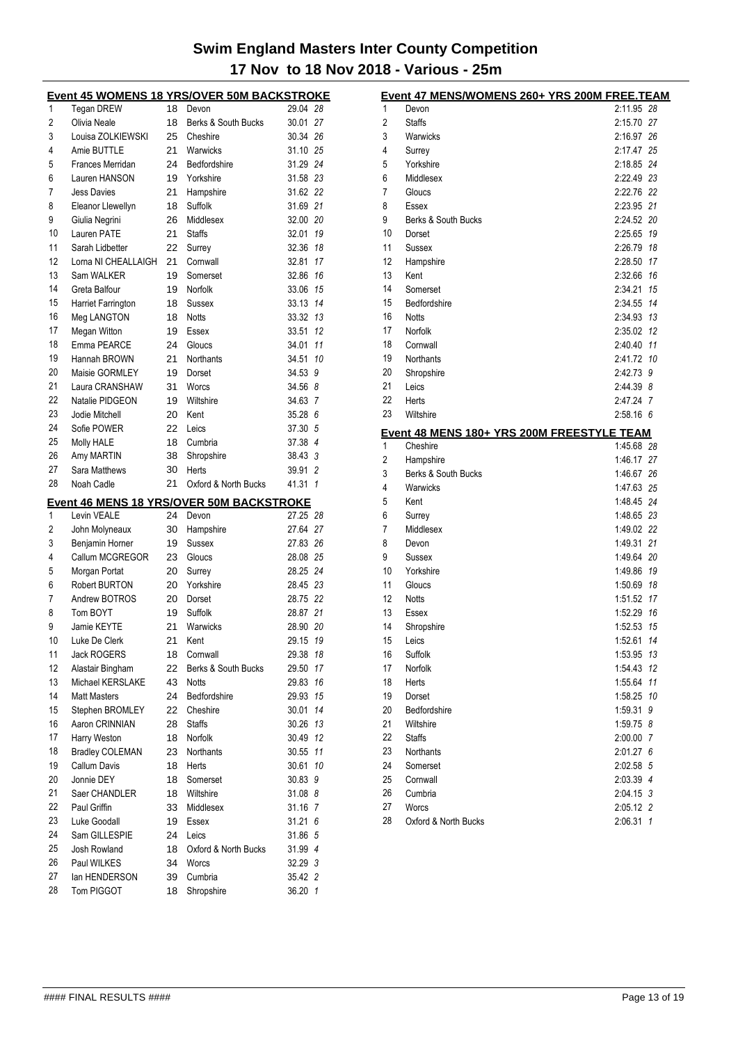# Swim England Masters Inter County Competition

## 17 Nov to 18 Nov 2018 - Various - 25m

### Event 45 WOMENS 18 YRS/OVER 50M BACKSTROKE

| Place | Name | Age | County | Time | Points |
|---|---|---|---|---|---|
| 1 | Tegan DREW | 18 | Devon | 29.04 | 28 |
| 2 | Olivia Neale | 18 | Berks & South Bucks | 30.01 | 27 |
| 3 | Louisa ZOLKIEWSKI | 25 | Cheshire | 30.34 | 26 |
| 4 | Amie BUTTLE | 21 | Warwicks | 31.10 | 25 |
| 5 | Frances Merridan | 24 | Bedfordshire | 31.29 | 24 |
| 6 | Lauren HANSON | 19 | Yorkshire | 31.58 | 23 |
| 7 | Jess Davies | 21 | Hampshire | 31.62 | 22 |
| 8 | Eleanor Llewellyn | 18 | Suffolk | 31.69 | 21 |
| 9 | Giulia Negrini | 26 | Middlesex | 32.00 | 20 |
| 10 | Lauren PATE | 21 | Staffs | 32.01 | 19 |
| 11 | Sarah Lidbetter | 22 | Surrey | 32.36 | 18 |
| 12 | Lorna NI CHEALLAIGH | 21 | Cornwall | 32.81 | 17 |
| 13 | Sam WALKER | 19 | Somerset | 32.86 | 16 |
| 14 | Greta Balfour | 19 | Norfolk | 33.06 | 15 |
| 15 | Harriet Farrington | 18 | Sussex | 33.13 | 14 |
| 16 | Meg LANGTON | 18 | Notts | 33.32 | 13 |
| 17 | Megan Witton | 19 | Essex | 33.51 | 12 |
| 18 | Emma PEARCE | 24 | Gloucs | 34.01 | 11 |
| 19 | Hannah BROWN | 21 | Northants | 34.51 | 10 |
| 20 | Maisie GORMLEY | 19 | Dorset | 34.53 | 9 |
| 21 | Laura CRANSHAW | 31 | Worcs | 34.56 | 8 |
| 22 | Natalie PIDGEON | 19 | Wiltshire | 34.63 | 7 |
| 23 | Jodie Mitchell | 20 | Kent | 35.28 | 6 |
| 24 | Sofie POWER | 22 | Leics | 37.30 | 5 |
| 25 | Molly HALE | 18 | Cumbria | 37.38 | 4 |
| 26 | Amy MARTIN | 38 | Shropshire | 38.43 | 3 |
| 27 | Sara Matthews | 30 | Herts | 39.91 | 2 |
| 28 | Noah Cadle | 21 | Oxford & North Bucks | 41.31 | 1 |

### Event 46 MENS 18 YRS/OVER 50M BACKSTROKE

| Place | Name | Age | County | Time | Points |
|---|---|---|---|---|---|
| 1 | Levin VEALE | 24 | Devon | 27.25 | 28 |
| 2 | John Molyneaux | 30 | Hampshire | 27.64 | 27 |
| 3 | Benjamin Horner | 19 | Sussex | 27.83 | 26 |
| 4 | Callum MCGREGOR | 23 | Gloucs | 28.08 | 25 |
| 5 | Morgan Portat | 20 | Surrey | 28.25 | 24 |
| 6 | Robert BURTON | 20 | Yorkshire | 28.45 | 23 |
| 7 | Andrew BOTROS | 20 | Dorset | 28.75 | 22 |
| 8 | Tom BOYT | 19 | Suffolk | 28.87 | 21 |
| 9 | Jamie KEYTE | 21 | Warwicks | 28.90 | 20 |
| 10 | Luke De Clerk | 21 | Kent | 29.15 | 19 |
| 11 | Jack ROGERS | 18 | Cornwall | 29.38 | 18 |
| 12 | Alastair Bingham | 22 | Berks & South Bucks | 29.50 | 17 |
| 13 | Michael KERSLAKE | 43 | Notts | 29.83 | 16 |
| 14 | Matt Masters | 24 | Bedfordshire | 29.93 | 15 |
| 15 | Stephen BROMLEY | 22 | Cheshire | 30.01 | 14 |
| 16 | Aaron CRINNIAN | 28 | Staffs | 30.26 | 13 |
| 17 | Harry Weston | 18 | Norfolk | 30.49 | 12 |
| 18 | Bradley COLEMAN | 23 | Northants | 30.55 | 11 |
| 19 | Callum Davis | 18 | Herts | 30.61 | 10 |
| 20 | Jonnie DEY | 18 | Somerset | 30.83 | 9 |
| 21 | Saer CHANDLER | 18 | Wiltshire | 31.08 | 8 |
| 22 | Paul Griffin | 33 | Middlesex | 31.16 | 7 |
| 23 | Luke Goodall | 19 | Essex | 31.21 | 6 |
| 24 | Sam GILLESPIE | 24 | Leics | 31.86 | 5 |
| 25 | Josh Rowland | 18 | Oxford & North Bucks | 31.99 | 4 |
| 26 | Paul WILKES | 34 | Worcs | 32.29 | 3 |
| 27 | Ian HENDERSON | 39 | Cumbria | 35.42 | 2 |
| 28 | Tom PIGGOT | 18 | Shropshire | 36.20 | 1 |

### Event 47 MENS/WOMENS 260+ YRS 200M FREE.TEAM

| Place | Team | Time | Points |
|---|---|---|---|
| 1 | Devon | 2:11.95 | 28 |
| 2 | Staffs | 2:15.70 | 27 |
| 3 | Warwicks | 2:16.97 | 26 |
| 4 | Surrey | 2:17.47 | 25 |
| 5 | Yorkshire | 2:18.85 | 24 |
| 6 | Middlesex | 2:22.49 | 23 |
| 7 | Gloucs | 2:22.76 | 22 |
| 8 | Essex | 2:23.95 | 21 |
| 9 | Berks & South Bucks | 2:24.52 | 20 |
| 10 | Dorset | 2:25.65 | 19 |
| 11 | Sussex | 2:26.79 | 18 |
| 12 | Hampshire | 2:28.50 | 17 |
| 13 | Kent | 2:32.66 | 16 |
| 14 | Somerset | 2:34.21 | 15 |
| 15 | Bedfordshire | 2:34.55 | 14 |
| 16 | Notts | 2:34.93 | 13 |
| 17 | Norfolk | 2:35.02 | 12 |
| 18 | Cornwall | 2:40.40 | 11 |
| 19 | Northants | 2:41.72 | 10 |
| 20 | Shropshire | 2:42.73 | 9 |
| 21 | Leics | 2:44.39 | 8 |
| 22 | Herts | 2:47.24 | 7 |
| 23 | Wiltshire | 2:58.16 | 6 |

### Event 48 MENS 180+ YRS 200M FREESTYLE TEAM

| Place | Team | Time | Points |
|---|---|---|---|
| 1 | Cheshire | 1:45.68 | 28 |
| 2 | Hampshire | 1:46.17 | 27 |
| 3 | Berks & South Bucks | 1:46.67 | 26 |
| 4 | Warwicks | 1:47.63 | 25 |
| 5 | Kent | 1:48.45 | 24 |
| 6 | Surrey | 1:48.65 | 23 |
| 7 | Middlesex | 1:49.02 | 22 |
| 8 | Devon | 1:49.31 | 21 |
| 9 | Sussex | 1:49.64 | 20 |
| 10 | Yorkshire | 1:49.86 | 19 |
| 11 | Gloucs | 1:50.69 | 18 |
| 12 | Notts | 1:51.52 | 17 |
| 13 | Essex | 1:52.29 | 16 |
| 14 | Shropshire | 1:52.53 | 15 |
| 15 | Leics | 1:52.61 | 14 |
| 16 | Suffolk | 1:53.95 | 13 |
| 17 | Norfolk | 1:54.43 | 12 |
| 18 | Herts | 1:55.64 | 11 |
| 19 | Dorset | 1:58.25 | 10 |
| 20 | Bedfordshire | 1:59.31 | 9 |
| 21 | Wiltshire | 1:59.75 | 8 |
| 22 | Staffs | 2:00.00 | 7 |
| 23 | Northants | 2:01.27 | 6 |
| 24 | Somerset | 2:02.58 | 5 |
| 25 | Cornwall | 2:03.39 | 4 |
| 26 | Cumbria | 2:04.15 | 3 |
| 27 | Worcs | 2:05.12 | 2 |
| 28 | Oxford & North Bucks | 2:06.31 | 1 |

#### FINAL RESULTS ####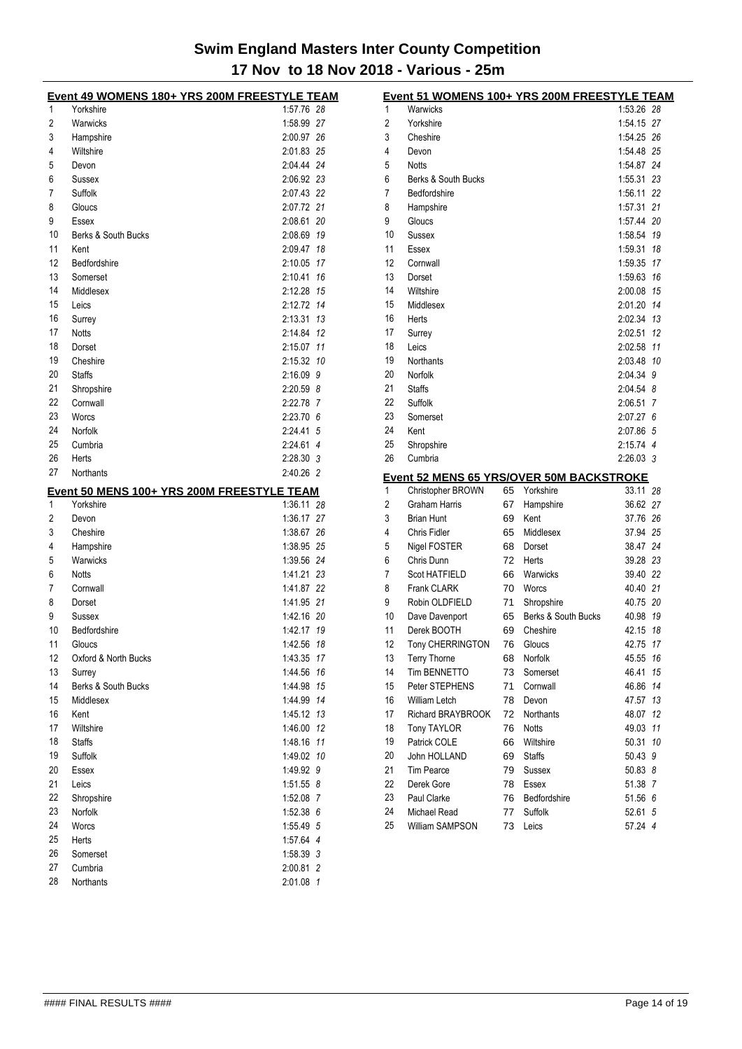# Swim England Masters Inter County Competition

## 17 Nov to 18 Nov 2018 - Various - 25m

### Event 49 WOMENS 180+ YRS 200M FREESTYLE TEAM

| Place | Team | Time | Points |
|---|---|---|---|
| 1 | Yorkshire | 1:57.76 | 28 |
| 2 | Warwicks | 1:58.99 | 27 |
| 3 | Hampshire | 2:00.97 | 26 |
| 4 | Wiltshire | 2:01.83 | 25 |
| 5 | Devon | 2:04.44 | 24 |
| 6 | Sussex | 2:06.92 | 23 |
| 7 | Suffolk | 2:07.43 | 22 |
| 8 | Gloucs | 2:07.72 | 21 |
| 9 | Essex | 2:08.61 | 20 |
| 10 | Berks & South Bucks | 2:08.69 | 19 |
| 11 | Kent | 2:09.47 | 18 |
| 12 | Bedfordshire | 2:10.05 | 17 |
| 13 | Somerset | 2:10.41 | 16 |
| 14 | Middlesex | 2:12.28 | 15 |
| 15 | Leics | 2:12.72 | 14 |
| 16 | Surrey | 2:13.31 | 13 |
| 17 | Notts | 2:14.84 | 12 |
| 18 | Dorset | 2:15.07 | 11 |
| 19 | Cheshire | 2:15.32 | 10 |
| 20 | Staffs | 2:16.09 | 9 |
| 21 | Shropshire | 2:20.59 | 8 |
| 22 | Cornwall | 2:22.78 | 7 |
| 23 | Worcs | 2:23.70 | 6 |
| 24 | Norfolk | 2:24.41 | 5 |
| 25 | Cumbria | 2:24.61 | 4 |
| 26 | Herts | 2:28.30 | 3 |
| 27 | Northants | 2:40.26 | 2 |

### Event 50 MENS 100+ YRS 200M FREESTYLE TEAM

| Place | Team | Time | Points |
|---|---|---|---|
| 1 | Yorkshire | 1:36.11 | 28 |
| 2 | Devon | 1:36.17 | 27 |
| 3 | Cheshire | 1:38.67 | 26 |
| 4 | Hampshire | 1:38.95 | 25 |
| 5 | Warwicks | 1:39.56 | 24 |
| 6 | Notts | 1:41.21 | 23 |
| 7 | Cornwall | 1:41.87 | 22 |
| 8 | Dorset | 1:41.95 | 21 |
| 9 | Sussex | 1:42.16 | 20 |
| 10 | Bedfordshire | 1:42.17 | 19 |
| 11 | Gloucs | 1:42.56 | 18 |
| 12 | Oxford & North Bucks | 1:43.35 | 17 |
| 13 | Surrey | 1:44.56 | 16 |
| 14 | Berks & South Bucks | 1:44.98 | 15 |
| 15 | Middlesex | 1:44.99 | 14 |
| 16 | Kent | 1:45.12 | 13 |
| 17 | Wiltshire | 1:46.00 | 12 |
| 18 | Staffs | 1:48.16 | 11 |
| 19 | Suffolk | 1:49.02 | 10 |
| 20 | Essex | 1:49.92 | 9 |
| 21 | Leics | 1:51.55 | 8 |
| 22 | Shropshire | 1:52.08 | 7 |
| 23 | Norfolk | 1:52.38 | 6 |
| 24 | Worcs | 1:55.49 | 5 |
| 25 | Herts | 1:57.64 | 4 |
| 26 | Somerset | 1:58.39 | 3 |
| 27 | Cumbria | 2:00.81 | 2 |
| 28 | Northants | 2:01.08 | 1 |

### Event 51 WOMENS 100+ YRS 200M FREESTYLE TEAM

| Place | Team | Time | Points |
|---|---|---|---|
| 1 | Warwicks | 1:53.26 | 28 |
| 2 | Yorkshire | 1:54.15 | 27 |
| 3 | Cheshire | 1:54.25 | 26 |
| 4 | Devon | 1:54.48 | 25 |
| 5 | Notts | 1:54.87 | 24 |
| 6 | Berks & South Bucks | 1:55.31 | 23 |
| 7 | Bedfordshire | 1:56.11 | 22 |
| 8 | Hampshire | 1:57.31 | 21 |
| 9 | Gloucs | 1:57.44 | 20 |
| 10 | Sussex | 1:58.54 | 19 |
| 11 | Essex | 1:59.31 | 18 |
| 12 | Cornwall | 1:59.35 | 17 |
| 13 | Dorset | 1:59.63 | 16 |
| 14 | Wiltshire | 2:00.08 | 15 |
| 15 | Middlesex | 2:01.20 | 14 |
| 16 | Herts | 2:02.34 | 13 |
| 17 | Surrey | 2:02.51 | 12 |
| 18 | Leics | 2:02.58 | 11 |
| 19 | Northants | 2:03.48 | 10 |
| 20 | Norfolk | 2:04.34 | 9 |
| 21 | Staffs | 2:04.54 | 8 |
| 22 | Suffolk | 2:06.51 | 7 |
| 23 | Somerset | 2:07.27 | 6 |
| 24 | Kent | 2:07.86 | 5 |
| 25 | Shropshire | 2:15.74 | 4 |
| 26 | Cumbria | 2:26.03 | 3 |

### Event 52 MENS 65 YRS/OVER 50M BACKSTROKE

| Place | Name | Age | Team | Time | Points |
|---|---|---|---|---|---|
| 1 | Christopher BROWN | 65 | Yorkshire | 33.11 | 28 |
| 2 | Graham Harris | 67 | Hampshire | 36.62 | 27 |
| 3 | Brian Hunt | 69 | Kent | 37.76 | 26 |
| 4 | Chris Fidler | 65 | Middlesex | 37.94 | 25 |
| 5 | Nigel FOSTER | 68 | Dorset | 38.47 | 24 |
| 6 | Chris Dunn | 72 | Herts | 39.28 | 23 |
| 7 | Scot HATFIELD | 66 | Warwicks | 39.40 | 22 |
| 8 | Frank CLARK | 70 | Worcs | 40.40 | 21 |
| 9 | Robin OLDFIELD | 71 | Shropshire | 40.75 | 20 |
| 10 | Dave Davenport | 65 | Berks & South Bucks | 40.98 | 19 |
| 11 | Derek BOOTH | 69 | Cheshire | 42.15 | 18 |
| 12 | Tony CHERRINGTON | 76 | Gloucs | 42.75 | 17 |
| 13 | Terry Thorne | 68 | Norfolk | 45.55 | 16 |
| 14 | Tim BENNETTO | 73 | Somerset | 46.41 | 15 |
| 15 | Peter STEPHENS | 71 | Cornwall | 46.86 | 14 |
| 16 | William Letch | 78 | Devon | 47.57 | 13 |
| 17 | Richard BRAYBROOK | 72 | Northants | 48.07 | 12 |
| 18 | Tony TAYLOR | 76 | Notts | 49.03 | 11 |
| 19 | Patrick COLE | 66 | Wiltshire | 50.31 | 10 |
| 20 | John HOLLAND | 69 | Staffs | 50.43 | 9 |
| 21 | Tim Pearce | 79 | Sussex | 50.83 | 8 |
| 22 | Derek Gore | 78 | Essex | 51.38 | 7 |
| 23 | Paul Clarke | 76 | Bedfordshire | 51.56 | 6 |
| 24 | Michael Read | 77 | Suffolk | 52.61 | 5 |
| 25 | William SAMPSON | 73 | Leics | 57.24 | 4 |

#### FINAL RESULTS ####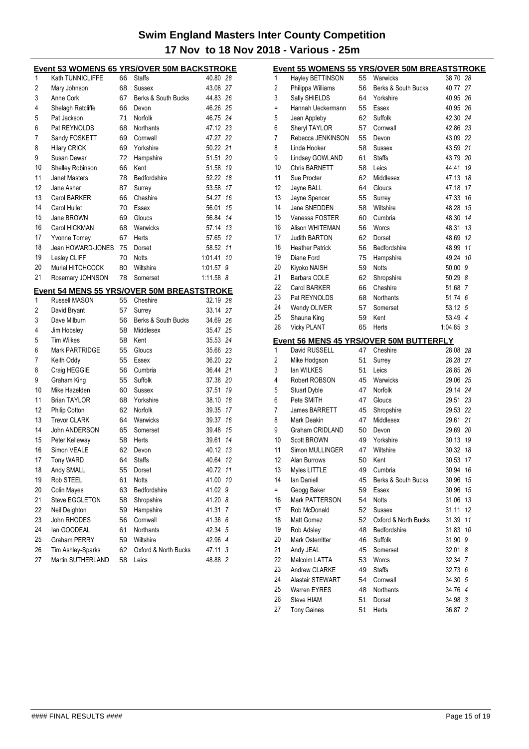# Swim England Masters Inter County Competition

## 17 Nov to 18 Nov 2018 - Various - 25m

### Event 53 WOMENS 65 YRS/OVER 50M BACKSTROKE

| | Name | Age | County | Time | Pts |
|---|---|---|---|---|---|
| 1 | Kath TUNNICLIFFE | 66 | Staffs | 40.80 | 28 |
| 2 | Mary Johnson | 68 | Sussex | 43.08 | 27 |
| 3 | Anne Cork | 67 | Berks & South Bucks | 44.83 | 26 |
| 4 | Shelagh Ratcliffe | 66 | Devon | 46.26 | 25 |
| 5 | Pat Jackson | 71 | Norfolk | 46.75 | 24 |
| 6 | Pat REYNOLDS | 68 | Northants | 47.12 | 23 |
| 7 | Sandy FOSKETT | 69 | Cornwall | 47.27 | 22 |
| 8 | Hilary CRICK | 69 | Yorkshire | 50.22 | 21 |
| 9 | Susan Dewar | 72 | Hampshire | 51.51 | 20 |
| 10 | Shelley Robinson | 66 | Kent | 51.58 | 19 |
| 11 | Janet Masters | 78 | Bedfordshire | 52.22 | 18 |
| 12 | Jane Asher | 87 | Surrey | 53.58 | 17 |
| 13 | Carol BARKER | 66 | Cheshire | 54.27 | 16 |
| 14 | Carol Hullet | 70 | Essex | 56.01 | 15 |
| 15 | Jane BROWN | 69 | Gloucs | 56.84 | 14 |
| 16 | Carol HICKMAN | 68 | Warwicks | 57.14 | 13 |
| 17 | Yvonne Tomey | 67 | Herts | 57.65 | 12 |
| 18 | Jean HOWARD-JONES | 75 | Dorset | 58.52 | 11 |
| 19 | Lesley CLIFF | 70 | Notts | 1:01.41 | 10 |
| 20 | Muriel HITCHCOCK | 80 | Wiltshire | 1:01.57 | 9 |
| 21 | Rosemary JOHNSON | 78 | Somerset | 1:11.58 | 8 |

### Event 54 MENS 55 YRS/OVER 50M BREASTSTROKE

| | Name | Age | County | Time | Pts |
|---|---|---|---|---|---|
| 1 | Russell MASON | 55 | Cheshire | 32.19 | 28 |
| 2 | David Bryant | 57 | Surrey | 33.14 | 27 |
| 3 | Dave Milburn | 56 | Berks & South Bucks | 34.69 | 26 |
| 4 | Jim Hobsley | 58 | Middlesex | 35.47 | 25 |
| 5 | Tim Wilkes | 58 | Kent | 35.53 | 24 |
| 6 | Mark PARTRIDGE | 55 | Gloucs | 35.66 | 23 |
| 7 | Keith Oddy | 55 | Essex | 36.20 | 22 |
| 8 | Craig HEGGIE | 56 | Cumbria | 36.44 | 21 |
| 9 | Graham King | 55 | Suffolk | 37.38 | 20 |
| 10 | Mike Hazelden | 60 | Sussex | 37.51 | 19 |
| 11 | Brian TAYLOR | 68 | Yorkshire | 38.10 | 18 |
| 12 | Philip Cotton | 62 | Norfolk | 39.35 | 17 |
| 13 | Trevor CLARK | 64 | Warwicks | 39.37 | 16 |
| 14 | John ANDERSON | 65 | Somerset | 39.48 | 15 |
| 15 | Peter Kelleway | 58 | Herts | 39.61 | 14 |
| 16 | Simon VEALE | 62 | Devon | 40.12 | 13 |
| 17 | Tony WARD | 64 | Staffs | 40.64 | 12 |
| 18 | Andy SMALL | 55 | Dorset | 40.72 | 11 |
| 19 | Rob STEEL | 61 | Notts | 41.00 | 10 |
| 20 | Colin Mayes | 63 | Bedfordshire | 41.02 | 9 |
| 21 | Steve EGGLETON | 58 | Shropshire | 41.20 | 8 |
| 22 | Neil Deighton | 59 | Hampshire | 41.31 | 7 |
| 23 | John RHODES | 56 | Cornwall | 41.36 | 6 |
| 24 | Ian GOODEAL | 61 | Northants | 42.34 | 5 |
| 25 | Graham PERRY | 59 | Wiltshire | 42.96 | 4 |
| 26 | Tim Ashley-Sparks | 62 | Oxford & North Bucks | 47.11 | 3 |
| 27 | Martin SUTHERLAND | 58 | Leics | 48.88 | 2 |

### Event 55 WOMENS 55 YRS/OVER 50M BREASTSTROKE

| | Name | Age | County | Time | Pts |
|---|---|---|---|---|---|
| 1 | Hayley BETTINSON | 55 | Warwicks | 38.70 | 28 |
| 2 | Philippa Williams | 56 | Berks & South Bucks | 40.77 | 27 |
| 3 | Sally SHIELDS | 64 | Yorkshire | 40.95 | 26 |
| = | Hannah Ueckermann | 55 | Essex | 40.95 | 26 |
| 5 | Jean Appleby | 62 | Suffolk | 42.30 | 24 |
| 6 | Sheryl TAYLOR | 57 | Cornwall | 42.86 | 23 |
| 7 | Rebecca JENKINSON | 55 | Devon | 43.09 | 22 |
| 8 | Linda Hooker | 58 | Sussex | 43.59 | 21 |
| 9 | Lindsey GOWLAND | 61 | Staffs | 43.79 | 20 |
| 10 | Chris BARNETT | 58 | Leics | 44.41 | 19 |
| 11 | Sue Procter | 62 | Middlesex | 47.13 | 18 |
| 12 | Jayne BALL | 64 | Gloucs | 47.18 | 17 |
| 13 | Jayne Spencer | 55 | Surrey | 47.33 | 16 |
| 14 | Jane SNEDDEN | 58 | Wiltshire | 48.28 | 15 |
| 15 | Vanessa FOSTER | 60 | Cumbria | 48.30 | 14 |
| 16 | Alison WHITEMAN | 56 | Worcs | 48.31 | 13 |
| 17 | Judith BARTON | 62 | Dorset | 48.69 | 12 |
| 18 | Heather Patrick | 56 | Bedfordshire | 48.99 | 11 |
| 19 | Diane Ford | 75 | Hampshire | 49.24 | 10 |
| 20 | Kiyoko NAISH | 59 | Notts | 50.00 | 9 |
| 21 | Barbara COLE | 62 | Shropshire | 50.29 | 8 |
| 22 | Carol BARKER | 66 | Cheshire | 51.68 | 7 |
| 23 | Pat REYNOLDS | 68 | Northants | 51.74 | 6 |
| 24 | Wendy OLIVER | 57 | Somerset | 53.12 | 5 |
| 25 | Shauna King | 59 | Kent | 53.49 | 4 |
| 26 | Vicky PLANT | 65 | Herts | 1:04.85 | 3 |

### Event 56 MENS 45 YRS/OVER 50M BUTTERFLY

| | Name | Age | County | Time | Pts |
|---|---|---|---|---|---|
| 1 | David RUSSELL | 47 | Cheshire | 28.08 | 28 |
| 2 | Mike Hodgson | 51 | Surrey | 28.28 | 27 |
| 3 | Ian WILKES | 51 | Leics | 28.85 | 26 |
| 4 | Robert ROBSON | 45 | Warwicks | 29.06 | 25 |
| 5 | Stuart Dyble | 47 | Norfolk | 29.14 | 24 |
| 6 | Pete SMITH | 47 | Gloucs | 29.51 | 23 |
| 7 | James BARRETT | 45 | Shropshire | 29.53 | 22 |
| 8 | Mark Deakin | 47 | Middlesex | 29.61 | 21 |
| 9 | Graham CRIDLAND | 50 | Devon | 29.69 | 20 |
| 10 | Scott BROWN | 49 | Yorkshire | 30.13 | 19 |
| 11 | Simon MULLINGER | 47 | Wiltshire | 30.32 | 18 |
| 12 | Alan Burrows | 50 | Kent | 30.53 | 17 |
| 13 | Myles LITTLE | 49 | Cumbria | 30.94 | 16 |
| 14 | Ian Daniell | 45 | Berks & South Bucks | 30.96 | 15 |
| = | Geogg Baker | 59 | Essex | 30.96 | 15 |
| 16 | Mark PATTERSON | 54 | Notts | 31.06 | 13 |
| 17 | Rob McDonald | 52 | Sussex | 31.11 | 12 |
| 18 | Matt Gomez | 52 | Oxford & North Bucks | 31.39 | 11 |
| 19 | Rob Adsley | 48 | Bedfordshire | 31.83 | 10 |
| 20 | Mark Osterritter | 46 | Suffolk | 31.90 | 9 |
| 21 | Andy JEAL | 45 | Somerset | 32.01 | 8 |
| 22 | Malcolm LATTA | 53 | Worcs | 32.34 | 7 |
| 23 | Andrew CLARKE | 49 | Staffs | 32.73 | 6 |
| 24 | Alastair STEWART | 54 | Cornwall | 34.30 | 5 |
| 25 | Warren EYRES | 48 | Northants | 34.76 | 4 |
| 26 | Steve HIAM | 51 | Dorset | 34.98 | 3 |
| 27 | Tony Gaines | 51 | Herts | 36.87 | 2 |

#### FINAL RESULTS ####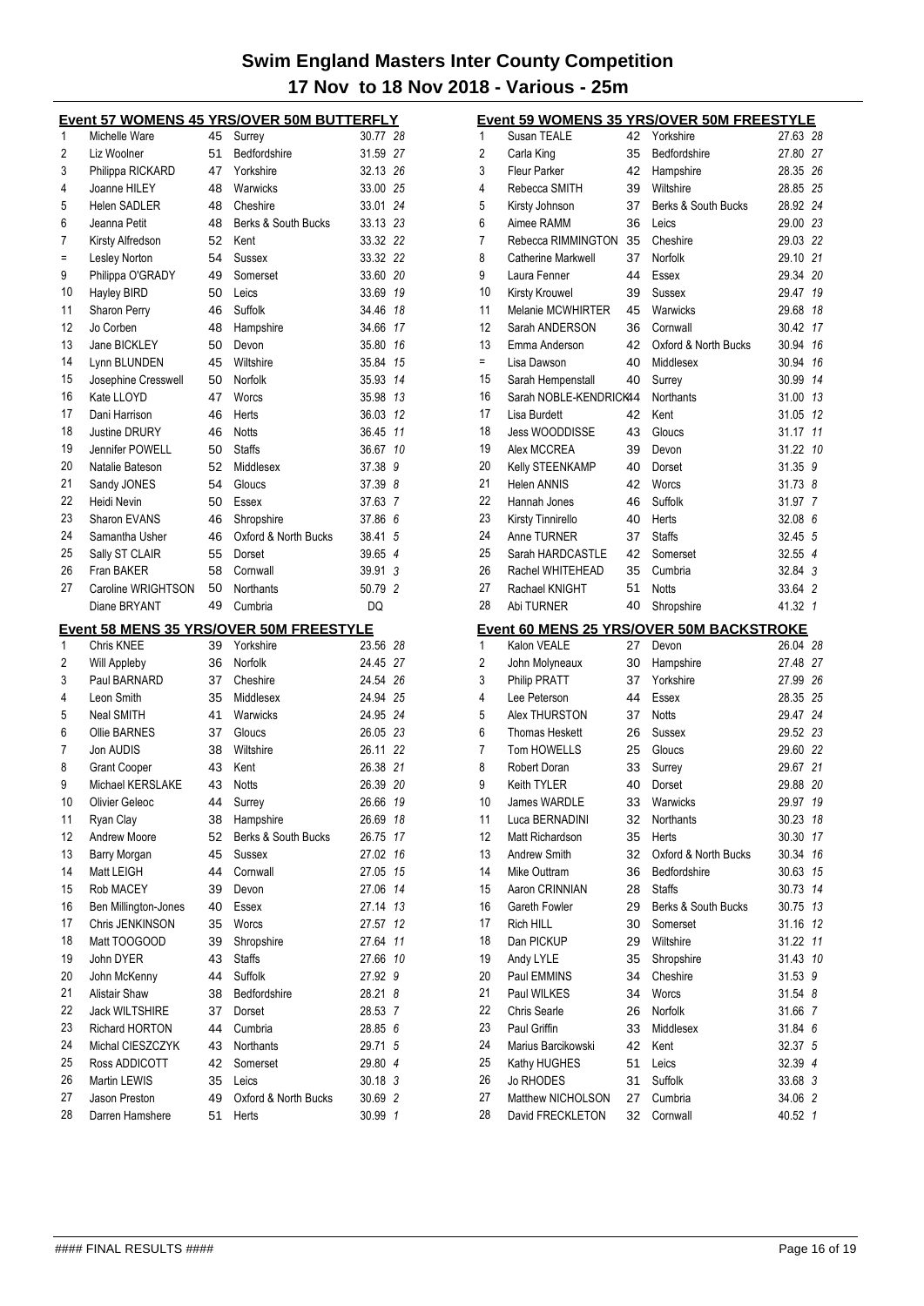# Swim England Masters Inter County Competition

## 17 Nov to 18 Nov 2018 - Various - 25m

### Event 57 WOMENS 45 YRS/OVER 50M BUTTERFLY

| Place | Name | Age | County | Time | Points |
|---|---|---|---|---|---|
| 1 | Michelle Ware | 45 | Surrey | 30.77 | 28 |
| 2 | Liz Woolner | 51 | Bedfordshire | 31.59 | 27 |
| 3 | Philippa RICKARD | 47 | Yorkshire | 32.13 | 26 |
| 4 | Joanne HILEY | 48 | Warwicks | 33.00 | 25 |
| 5 | Helen SADLER | 48 | Cheshire | 33.01 | 24 |
| 6 | Jeanna Petit | 48 | Berks & South Bucks | 33.13 | 23 |
| 7 | Kirsty Alfredson | 52 | Kent | 33.32 | 22 |
| = | Lesley Norton | 54 | Sussex | 33.32 | 22 |
| 9 | Philippa O'GRADY | 49 | Somerset | 33.60 | 20 |
| 10 | Hayley BIRD | 50 | Leics | 33.69 | 19 |
| 11 | Sharon Perry | 46 | Suffolk | 34.46 | 18 |
| 12 | Jo Corben | 48 | Hampshire | 34.66 | 17 |
| 13 | Jane BICKLEY | 50 | Devon | 35.80 | 16 |
| 14 | Lynn BLUNDEN | 45 | Wiltshire | 35.84 | 15 |
| 15 | Josephine Cresswell | 50 | Norfolk | 35.93 | 14 |
| 16 | Kate LLOYD | 47 | Worcs | 35.98 | 13 |
| 17 | Dani Harrison | 46 | Herts | 36.03 | 12 |
| 18 | Justine DRURY | 46 | Notts | 36.45 | 11 |
| 19 | Jennifer POWELL | 50 | Staffs | 36.67 | 10 |
| 20 | Natalie Bateson | 52 | Middlesex | 37.38 | 9 |
| 21 | Sandy JONES | 54 | Gloucs | 37.39 | 8 |
| 22 | Heidi Nevin | 50 | Essex | 37.63 | 7 |
| 23 | Sharon EVANS | 46 | Shropshire | 37.86 | 6 |
| 24 | Samantha Usher | 46 | Oxford & North Bucks | 38.41 | 5 |
| 25 | Sally ST CLAIR | 55 | Dorset | 39.65 | 4 |
| 26 | Fran BAKER | 58 | Cornwall | 39.91 | 3 |
| 27 | Caroline WRIGHTSON | 50 | Northants | 50.79 | 2 |
| | Diane BRYANT | 49 | Cumbria | DQ | |

### Event 58 MENS 35 YRS/OVER 50M FREESTYLE

| Place | Name | Age | County | Time | Points |
|---|---|---|---|---|---|
| 1 | Chris KNEE | 39 | Yorkshire | 23.56 | 28 |
| 2 | Will Appleby | 36 | Norfolk | 24.45 | 27 |
| 3 | Paul BARNARD | 37 | Cheshire | 24.54 | 26 |
| 4 | Leon Smith | 35 | Middlesex | 24.94 | 25 |
| 5 | Neal SMITH | 41 | Warwicks | 24.95 | 24 |
| 6 | Ollie BARNES | 37 | Gloucs | 26.05 | 23 |
| 7 | Jon AUDIS | 38 | Wiltshire | 26.11 | 22 |
| 8 | Grant Cooper | 43 | Kent | 26.38 | 21 |
| 9 | Michael KERSLAKE | 43 | Notts | 26.39 | 20 |
| 10 | Olivier Geleoc | 44 | Surrey | 26.66 | 19 |
| 11 | Ryan Clay | 38 | Hampshire | 26.69 | 18 |
| 12 | Andrew Moore | 52 | Berks & South Bucks | 26.75 | 17 |
| 13 | Barry Morgan | 45 | Sussex | 27.02 | 16 |
| 14 | Matt LEIGH | 44 | Cornwall | 27.05 | 15 |
| 15 | Rob MACEY | 39 | Devon | 27.06 | 14 |
| 16 | Ben Millington-Jones | 40 | Essex | 27.14 | 13 |
| 17 | Chris JENKINSON | 35 | Worcs | 27.57 | 12 |
| 18 | Matt TOOGOOD | 39 | Shropshire | 27.64 | 11 |
| 19 | John DYER | 43 | Staffs | 27.66 | 10 |
| 20 | John McKenny | 44 | Suffolk | 27.92 | 9 |
| 21 | Alistair Shaw | 38 | Bedfordshire | 28.21 | 8 |
| 22 | Jack WILTSHIRE | 37 | Dorset | 28.53 | 7 |
| 23 | Richard HORTON | 44 | Cumbria | 28.85 | 6 |
| 24 | Michal CIESZCZYK | 43 | Northants | 29.71 | 5 |
| 25 | Ross ADDICOTT | 42 | Somerset | 29.80 | 4 |
| 26 | Martin LEWIS | 35 | Leics | 30.18 | 3 |
| 27 | Jason Preston | 49 | Oxford & North Bucks | 30.69 | 2 |
| 28 | Darren Hamshere | 51 | Herts | 30.99 | 1 |

### Event 59 WOMENS 35 YRS/OVER 50M FREESTYLE

| Place | Name | Age | County | Time | Points |
|---|---|---|---|---|---|
| 1 | Susan TEALE | 42 | Yorkshire | 27.63 | 28 |
| 2 | Carla King | 35 | Bedfordshire | 27.80 | 27 |
| 3 | Fleur Parker | 42 | Hampshire | 28.35 | 26 |
| 4 | Rebecca SMITH | 39 | Wiltshire | 28.85 | 25 |
| 5 | Kirsty Johnson | 37 | Berks & South Bucks | 28.92 | 24 |
| 6 | Aimee RAMM | 36 | Leics | 29.00 | 23 |
| 7 | Rebecca RIMMINGTON | 35 | Cheshire | 29.03 | 22 |
| 8 | Catherine Markwell | 37 | Norfolk | 29.10 | 21 |
| 9 | Laura Fenner | 44 | Essex | 29.34 | 20 |
| 10 | Kirsty Krouwel | 39 | Sussex | 29.47 | 19 |
| 11 | Melanie MCWHIRTER | 45 | Warwicks | 29.68 | 18 |
| 12 | Sarah ANDERSON | 36 | Cornwall | 30.42 | 17 |
| 13 | Emma Anderson | 42 | Oxford & North Bucks | 30.94 | 16 |
| = | Lisa Dawson | 40 | Middlesex | 30.94 | 16 |
| 15 | Sarah Hempenstall | 40 | Surrey | 30.99 | 14 |
| 16 | Sarah NOBLE-KENDRICK | 44 | Northants | 31.00 | 13 |
| 17 | Lisa Burdett | 42 | Kent | 31.05 | 12 |
| 18 | Jess WOODDISSE | 43 | Gloucs | 31.17 | 11 |
| 19 | Alex MCCREA | 39 | Devon | 31.22 | 10 |
| 20 | Kelly STEENKAMP | 40 | Dorset | 31.35 | 9 |
| 21 | Helen ANNIS | 42 | Worcs | 31.73 | 8 |
| 22 | Hannah Jones | 46 | Suffolk | 31.97 | 7 |
| 23 | Kirsty Tinnirello | 40 | Herts | 32.08 | 6 |
| 24 | Anne TURNER | 37 | Staffs | 32.45 | 5 |
| 25 | Sarah HARDCASTLE | 42 | Somerset | 32.55 | 4 |
| 26 | Rachel WHITEHEAD | 35 | Cumbria | 32.84 | 3 |
| 27 | Rachael KNIGHT | 51 | Notts | 33.64 | 2 |
| 28 | Abi TURNER | 40 | Shropshire | 41.32 | 1 |

### Event 60 MENS 25 YRS/OVER 50M BACKSTROKE

| Place | Name | Age | County | Time | Points |
|---|---|---|---|---|---|
| 1 | Kalon VEALE | 27 | Devon | 26.04 | 28 |
| 2 | John Molyneaux | 30 | Hampshire | 27.48 | 27 |
| 3 | Philip PRATT | 37 | Yorkshire | 27.99 | 26 |
| 4 | Lee Peterson | 44 | Essex | 28.35 | 25 |
| 5 | Alex THURSTON | 37 | Notts | 29.47 | 24 |
| 6 | Thomas Heskett | 26 | Sussex | 29.52 | 23 |
| 7 | Tom HOWELLS | 25 | Gloucs | 29.60 | 22 |
| 8 | Robert Doran | 33 | Surrey | 29.67 | 21 |
| 9 | Keith TYLER | 40 | Dorset | 29.88 | 20 |
| 10 | James WARDLE | 33 | Warwicks | 29.97 | 19 |
| 11 | Luca BERNADINI | 32 | Northants | 30.23 | 18 |
| 12 | Matt Richardson | 35 | Herts | 30.30 | 17 |
| 13 | Andrew Smith | 32 | Oxford & North Bucks | 30.34 | 16 |
| 14 | Mike Outtram | 36 | Bedfordshire | 30.63 | 15 |
| 15 | Aaron CRINNIAN | 28 | Staffs | 30.73 | 14 |
| 16 | Gareth Fowler | 29 | Berks & South Bucks | 30.75 | 13 |
| 17 | Rich HILL | 30 | Somerset | 31.16 | 12 |
| 18 | Dan PICKUP | 29 | Wiltshire | 31.22 | 11 |
| 19 | Andy LYLE | 35 | Shropshire | 31.43 | 10 |
| 20 | Paul EMMINS | 34 | Cheshire | 31.53 | 9 |
| 21 | Paul WILKES | 34 | Worcs | 31.54 | 8 |
| 22 | Chris Searle | 26 | Norfolk | 31.66 | 7 |
| 23 | Paul Griffin | 33 | Middlesex | 31.84 | 6 |
| 24 | Marius Barcikowski | 42 | Kent | 32.37 | 5 |
| 25 | Kathy HUGHES | 51 | Leics | 32.39 | 4 |
| 26 | Jo RHODES | 31 | Suffolk | 33.68 | 3 |
| 27 | Matthew NICHOLSON | 27 | Cumbria | 34.06 | 2 |
| 28 | David FRECKLETON | 32 | Cornwall | 40.52 | 1 |

#### FINAL RESULTS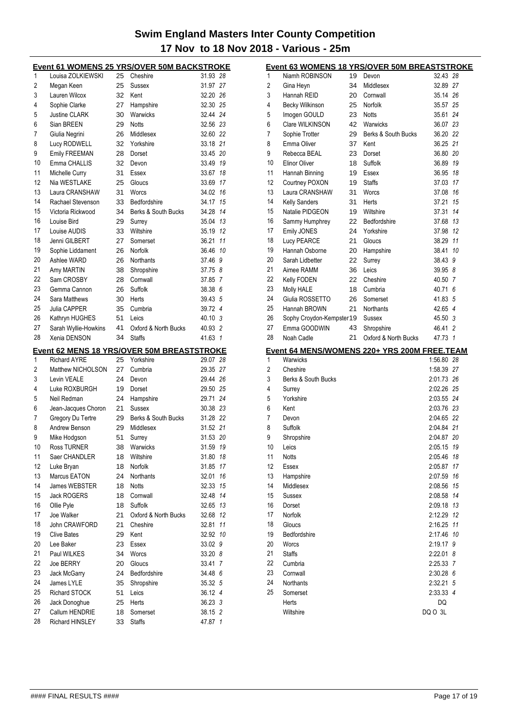# Swim England Masters Inter County Competition

## 17 Nov to 18 Nov 2018 - Various - 25m

### Event 61 WOMENS 25 YRS/OVER 50M BACKSTROKE

| Place | Name | Age | Club | Time | Points |
|---|---|---|---|---|---|
| 1 | Louisa ZOLKIEWSKI | 25 | Cheshire | 31.93 | 28 |
| 2 | Megan Keen | 25 | Sussex | 31.97 | 27 |
| 3 | Lauren Wilcox | 32 | Kent | 32.20 | 26 |
| 4 | Sophie Clarke | 27 | Hampshire | 32.30 | 25 |
| 5 | Justine CLARK | 30 | Warwicks | 32.44 | 24 |
| 6 | Sian BREEN | 29 | Notts | 32.56 | 23 |
| 7 | Giulia Negrini | 26 | Middlesex | 32.60 | 22 |
| 8 | Lucy RODWELL | 32 | Yorkshire | 33.18 | 21 |
| 9 | Emily FREEMAN | 28 | Dorset | 33.45 | 20 |
| 10 | Emma CHALLIS | 32 | Devon | 33.49 | 19 |
| 11 | Michelle Curry | 31 | Essex | 33.67 | 18 |
| 12 | Nia WESTLAKE | 25 | Gloucs | 33.69 | 17 |
| 13 | Laura CRANSHAW | 31 | Worcs | 34.02 | 16 |
| 14 | Rachael Stevenson | 33 | Bedfordshire | 34.17 | 15 |
| 15 | Victoria Rickwood | 34 | Berks & South Bucks | 34.28 | 14 |
| 16 | Louise Bird | 29 | Surrey | 35.04 | 13 |
| 17 | Louise AUDIS | 33 | Wiltshire | 35.19 | 12 |
| 18 | Jenni GILBERT | 27 | Somerset | 36.21 | 11 |
| 19 | Sophie Liddament | 26 | Norfolk | 36.46 | 10 |
| 20 | Ashlee WARD | 26 | Northants | 37.46 | 9 |
| 21 | Amy MARTIN | 38 | Shropshire | 37.75 | 8 |
| 22 | Sam CROSBY | 28 | Cornwall | 37.85 | 7 |
| 23 | Gemma Cannon | 26 | Suffolk | 38.38 | 6 |
| 24 | Sara Matthews | 30 | Herts | 39.43 | 5 |
| 25 | Julia CAPPER | 35 | Cumbria | 39.72 | 4 |
| 26 | Kathryn HUGHES | 51 | Leics | 40.10 | 3 |
| 27 | Sarah Wyllie-Howkins | 41 | Oxford & North Bucks | 40.93 | 2 |
| 28 | Xenia DENSON | 34 | Staffs | 41.63 | 1 |

### Event 62 MENS 18 YRS/OVER 50M BREASTSTROKE

| Place | Name | Age | Club | Time | Points |
|---|---|---|---|---|---|
| 1 | Richard AYRE | 25 | Yorkshire | 29.07 | 28 |
| 2 | Matthew NICHOLSON | 27 | Cumbria | 29.35 | 27 |
| 3 | Levin VEALE | 24 | Devon | 29.44 | 26 |
| 4 | Luke ROXBURGH | 19 | Dorset | 29.50 | 25 |
| 5 | Neil Redman | 24 | Hampshire | 29.71 | 24 |
| 6 | Jean-Jacques Choron | 21 | Sussex | 30.38 | 23 |
| 7 | Gregory Du Tertre | 29 | Berks & South Bucks | 31.28 | 22 |
| 8 | Andrew Benson | 29 | Middlesex | 31.52 | 21 |
| 9 | Mike Hodgson | 51 | Surrey | 31.53 | 20 |
| 10 | Ross TURNER | 38 | Warwicks | 31.59 | 19 |
| 11 | Saer CHANDLER | 18 | Wiltshire | 31.80 | 18 |
| 12 | Luke Bryan | 18 | Norfolk | 31.85 | 17 |
| 13 | Marcus EATON | 24 | Northants | 32.01 | 16 |
| 14 | James WEBSTER | 18 | Notts | 32.33 | 15 |
| 15 | Jack ROGERS | 18 | Cornwall | 32.48 | 14 |
| 16 | Ollie Pyle | 18 | Suffolk | 32.65 | 13 |
| 17 | Joe Walker | 21 | Oxford & North Bucks | 32.68 | 12 |
| 18 | John CRAWFORD | 21 | Cheshire | 32.81 | 11 |
| 19 | Clive Bates | 29 | Kent | 32.92 | 10 |
| 20 | Lee Baker | 23 | Essex | 33.02 | 9 |
| 21 | Paul WILKES | 34 | Worcs | 33.20 | 8 |
| 22 | Joe BERRY | 20 | Gloucs | 33.41 | 7 |
| 23 | Jack McGarry | 24 | Bedfordshire | 34.48 | 6 |
| 24 | James LYLE | 35 | Shropshire | 35.32 | 5 |
| 25 | Richard STOCK | 51 | Leics | 36.12 | 4 |
| 26 | Jack Donoghue | 25 | Herts | 36.23 | 3 |
| 27 | Callum HENDRIE | 18 | Somerset | 38.15 | 2 |
| 28 | Richard HINSLEY | 33 | Staffs | 47.87 | 1 |

### Event 63 WOMENS 18 YRS/OVER 50M BREASTSTROKE

| Place | Name | Age | Club | Time | Points |
|---|---|---|---|---|---|
| 1 | Niamh ROBINSON | 19 | Devon | 32.43 | 28 |
| 2 | Gina Heyn | 34 | Middlesex | 32.89 | 27 |
| 3 | Hannah REID | 20 | Cornwall | 35.14 | 26 |
| 4 | Becky Wilkinson | 25 | Norfolk | 35.57 | 25 |
| 5 | Imogen GOULD | 23 | Notts | 35.61 | 24 |
| 6 | Clare WILKINSON | 42 | Warwicks | 36.07 | 23 |
| 7 | Sophie Trotter | 29 | Berks & South Bucks | 36.20 | 22 |
| 8 | Emma Oliver | 37 | Kent | 36.25 | 21 |
| 9 | Rebecca BEAL | 23 | Dorset | 36.80 | 20 |
| 10 | Elinor Oliver | 18 | Suffolk | 36.89 | 19 |
| 11 | Hannah Binning | 19 | Essex | 36.95 | 18 |
| 12 | Courtney POXON | 19 | Staffs | 37.03 | 17 |
| 13 | Laura CRANSHAW | 31 | Worcs | 37.08 | 16 |
| 14 | Kelly Sanders | 31 | Herts | 37.21 | 15 |
| 15 | Natalie PIDGEON | 19 | Wiltshire | 37.31 | 14 |
| 16 | Sammy Humphrey | 22 | Bedfordshire | 37.68 | 13 |
| 17 | Emily JONES | 24 | Yorkshire | 37.98 | 12 |
| 18 | Lucy PEARCE | 21 | Gloucs | 38.29 | 11 |
| 19 | Hannah Osborne | 20 | Hampshire | 38.41 | 10 |
| 20 | Sarah Lidbetter | 22 | Surrey | 38.43 | 9 |
| 21 | Aimee RAMM | 36 | Leics | 39.95 | 8 |
| 22 | Kelly FODEN | 22 | Cheshire | 40.50 | 7 |
| 23 | Molly HALE | 18 | Cumbria | 40.71 | 6 |
| 24 | Giulia ROSSETTO | 26 | Somerset | 41.83 | 5 |
| 25 | Hannah BROWN | 21 | Northants | 42.65 | 4 |
| 26 | Sophy Croydon-Kempster | 19 | Sussex | 45.50 | 3 |
| 27 | Emma GOODWIN | 43 | Shropshire | 46.41 | 2 |
| 28 | Noah Cadle | 21 | Oxford & North Bucks | 47.73 | 1 |

### Event 64 MENS/WOMENS 220+ YRS 200M FREE.TEAM

| Place | Team | Time | Points |
|---|---|---|---|
| 1 | Warwicks | 1:56.80 | 28 |
| 2 | Cheshire | 1:58.39 | 27 |
| 3 | Berks & South Bucks | 2:01.73 | 26 |
| 4 | Surrey | 2:02.26 | 25 |
| 5 | Yorkshire | 2:03.55 | 24 |
| 6 | Kent | 2:03.76 | 23 |
| 7 | Devon | 2:04.65 | 22 |
| 8 | Suffolk | 2:04.84 | 21 |
| 9 | Shropshire | 2:04.87 | 20 |
| 10 | Leics | 2:05.15 | 19 |
| 11 | Notts | 2:05.46 | 18 |
| 12 | Essex | 2:05.87 | 17 |
| 13 | Hampshire | 2:07.59 | 16 |
| 14 | Middlesex | 2:08.56 | 15 |
| 15 | Sussex | 2:08.58 | 14 |
| 16 | Dorset | 2:09.18 | 13 |
| 17 | Norfolk | 2:12.29 | 12 |
| 18 | Gloucs | 2:16.25 | 11 |
| 19 | Bedfordshire | 2:17.46 | 10 |
| 20 | Worcs | 2:19.17 | 9 |
| 21 | Staffs | 2:22.01 | 8 |
| 22 | Cumbria | 2:25.33 | 7 |
| 23 | Cornwall | 2:30.28 | 6 |
| 24 | Northants | 2:32.21 | 5 |
| 25 | Somerset | 2:33.33 | 4 |
| | Herts | DQ | |
| | Wiltshire | DQ O 3L | |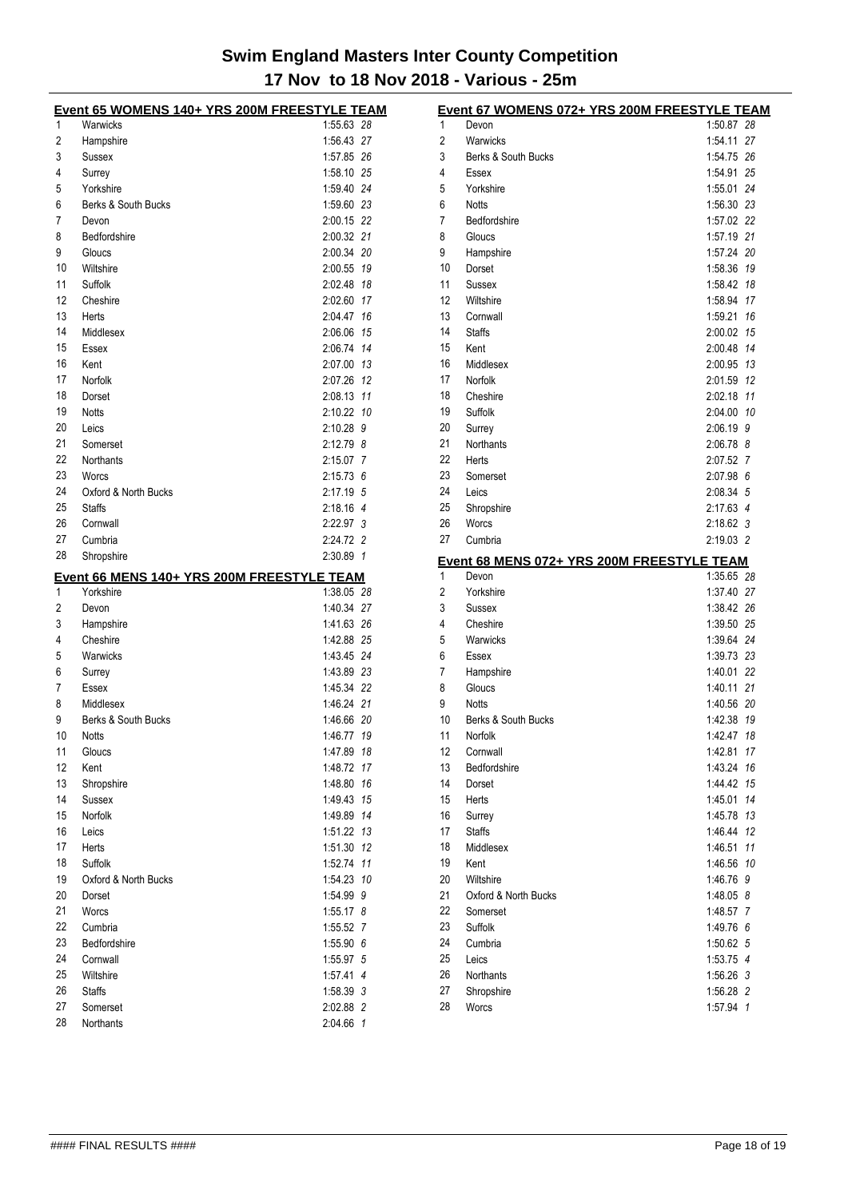# Swim England Masters Inter County Competition

## 17 Nov to 18 Nov 2018 - Various - 25m

### Event 65 WOMENS 140+ YRS 200M FREESTYLE TEAM

| Place | Team | Time | Points |
|---|---|---|---|
| 1 | Warwicks | 1:55.63 | 28 |
| 2 | Hampshire | 1:56.43 | 27 |
| 3 | Sussex | 1:57.85 | 26 |
| 4 | Surrey | 1:58.10 | 25 |
| 5 | Yorkshire | 1:59.40 | 24 |
| 6 | Berks & South Bucks | 1:59.60 | 23 |
| 7 | Devon | 2:00.15 | 22 |
| 8 | Bedfordshire | 2:00.32 | 21 |
| 9 | Gloucs | 2:00.34 | 20 |
| 10 | Wiltshire | 2:00.55 | 19 |
| 11 | Suffolk | 2:02.48 | 18 |
| 12 | Cheshire | 2:02.60 | 17 |
| 13 | Herts | 2:04.47 | 16 |
| 14 | Middlesex | 2:06.06 | 15 |
| 15 | Essex | 2:06.74 | 14 |
| 16 | Kent | 2:07.00 | 13 |
| 17 | Norfolk | 2:07.26 | 12 |
| 18 | Dorset | 2:08.13 | 11 |
| 19 | Notts | 2:10.22 | 10 |
| 20 | Leics | 2:10.28 | 9 |
| 21 | Somerset | 2:12.79 | 8 |
| 22 | Northants | 2:15.07 | 7 |
| 23 | Worcs | 2:15.73 | 6 |
| 24 | Oxford & North Bucks | 2:17.19 | 5 |
| 25 | Staffs | 2:18.16 | 4 |
| 26 | Cornwall | 2:22.97 | 3 |
| 27 | Cumbria | 2:24.72 | 2 |
| 28 | Shropshire | 2:30.89 | 1 |

### Event 66 MENS 140+ YRS 200M FREESTYLE TEAM

| Place | Team | Time | Points |
|---|---|---|---|
| 1 | Yorkshire | 1:38.05 | 28 |
| 2 | Devon | 1:40.34 | 27 |
| 3 | Hampshire | 1:41.63 | 26 |
| 4 | Cheshire | 1:42.88 | 25 |
| 5 | Warwicks | 1:43.45 | 24 |
| 6 | Surrey | 1:43.89 | 23 |
| 7 | Essex | 1:45.34 | 22 |
| 8 | Middlesex | 1:46.24 | 21 |
| 9 | Berks & South Bucks | 1:46.66 | 20 |
| 10 | Notts | 1:46.77 | 19 |
| 11 | Gloucs | 1:47.89 | 18 |
| 12 | Kent | 1:48.72 | 17 |
| 13 | Shropshire | 1:48.80 | 16 |
| 14 | Sussex | 1:49.43 | 15 |
| 15 | Norfolk | 1:49.89 | 14 |
| 16 | Leics | 1:51.22 | 13 |
| 17 | Herts | 1:51.30 | 12 |
| 18 | Suffolk | 1:52.74 | 11 |
| 19 | Oxford & North Bucks | 1:54.23 | 10 |
| 20 | Dorset | 1:54.99 | 9 |
| 21 | Worcs | 1:55.17 | 8 |
| 22 | Cumbria | 1:55.52 | 7 |
| 23 | Bedfordshire | 1:55.90 | 6 |
| 24 | Cornwall | 1:55.97 | 5 |
| 25 | Wiltshire | 1:57.41 | 4 |
| 26 | Staffs | 1:58.39 | 3 |
| 27 | Somerset | 2:02.88 | 2 |
| 28 | Northants | 2:04.66 | 1 |

### Event 67 WOMENS 072+ YRS 200M FREESTYLE TEAM

| Place | Team | Time | Points |
|---|---|---|---|
| 1 | Devon | 1:50.87 | 28 |
| 2 | Warwicks | 1:54.11 | 27 |
| 3 | Berks & South Bucks | 1:54.75 | 26 |
| 4 | Essex | 1:54.91 | 25 |
| 5 | Yorkshire | 1:55.01 | 24 |
| 6 | Notts | 1:56.30 | 23 |
| 7 | Bedfordshire | 1:57.02 | 22 |
| 8 | Gloucs | 1:57.19 | 21 |
| 9 | Hampshire | 1:57.24 | 20 |
| 10 | Dorset | 1:58.36 | 19 |
| 11 | Sussex | 1:58.42 | 18 |
| 12 | Wiltshire | 1:58.94 | 17 |
| 13 | Cornwall | 1:59.21 | 16 |
| 14 | Staffs | 2:00.02 | 15 |
| 15 | Kent | 2:00.48 | 14 |
| 16 | Middlesex | 2:00.95 | 13 |
| 17 | Norfolk | 2:01.59 | 12 |
| 18 | Cheshire | 2:02.18 | 11 |
| 19 | Suffolk | 2:04.00 | 10 |
| 20 | Surrey | 2:06.19 | 9 |
| 21 | Northants | 2:06.78 | 8 |
| 22 | Herts | 2:07.52 | 7 |
| 23 | Somerset | 2:07.98 | 6 |
| 24 | Leics | 2:08.34 | 5 |
| 25 | Shropshire | 2:17.63 | 4 |
| 26 | Worcs | 2:18.62 | 3 |
| 27 | Cumbria | 2:19.03 | 2 |

### Event 68 MENS 072+ YRS 200M FREESTYLE TEAM

| Place | Team | Time | Points |
|---|---|---|---|
| 1 | Devon | 1:35.65 | 28 |
| 2 | Yorkshire | 1:37.40 | 27 |
| 3 | Sussex | 1:38.42 | 26 |
| 4 | Cheshire | 1:39.50 | 25 |
| 5 | Warwicks | 1:39.64 | 24 |
| 6 | Essex | 1:39.73 | 23 |
| 7 | Hampshire | 1:40.01 | 22 |
| 8 | Gloucs | 1:40.11 | 21 |
| 9 | Notts | 1:40.56 | 20 |
| 10 | Berks & South Bucks | 1:42.38 | 19 |
| 11 | Norfolk | 1:42.47 | 18 |
| 12 | Cornwall | 1:42.81 | 17 |
| 13 | Bedfordshire | 1:43.24 | 16 |
| 14 | Dorset | 1:44.42 | 15 |
| 15 | Herts | 1:45.01 | 14 |
| 16 | Surrey | 1:45.78 | 13 |
| 17 | Staffs | 1:46.44 | 12 |
| 18 | Middlesex | 1:46.51 | 11 |
| 19 | Kent | 1:46.56 | 10 |
| 20 | Wiltshire | 1:46.76 | 9 |
| 21 | Oxford & North Bucks | 1:48.05 | 8 |
| 22 | Somerset | 1:48.57 | 7 |
| 23 | Suffolk | 1:49.76 | 6 |
| 24 | Cumbria | 1:50.62 | 5 |
| 25 | Leics | 1:53.75 | 4 |
| 26 | Northants | 1:56.26 | 3 |
| 27 | Shropshire | 1:56.28 | 2 |
| 28 | Worcs | 1:57.94 | 1 |

#### FINAL RESULTS ####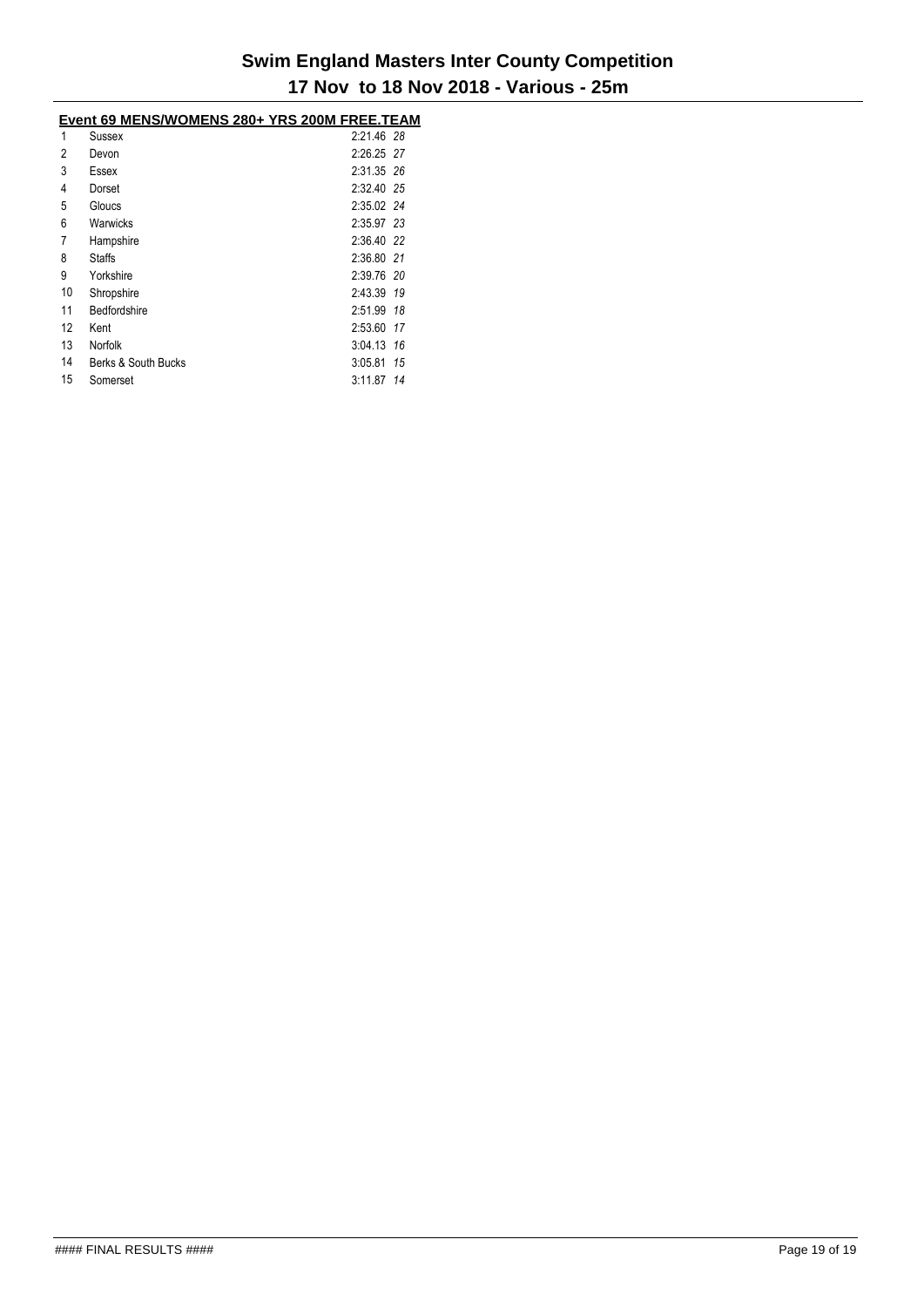# Swim England Masters Inter County Competition

## 17 Nov to 18 Nov 2018 - Various - 25m

### Event 69 MENS/WOMENS 280+ YRS 200M FREE.TEAM

| | | | |
|---|---|---|---|
| 1 | Sussex | 2:21.46 | *28* |
| 2 | Devon | 2:26.25 | *27* |
| 3 | Essex | 2:31.35 | *26* |
| 4 | Dorset | 2:32.40 | *25* |
| 5 | Gloucs | 2:35.02 | *24* |
| 6 | Warwicks | 2:35.97 | *23* |
| 7 | Hampshire | 2:36.40 | *22* |
| 8 | Staffs | 2:36.80 | *21* |
| 9 | Yorkshire | 2:39.76 | *20* |
| 10 | Shropshire | 2:43.39 | *19* |
| 11 | Bedfordshire | 2:51.99 | *18* |
| 12 | Kent | 2:53.60 | *17* |
| 13 | Norfolk | 3:04.13 | *16* |
| 14 | Berks & South Bucks | 3:05.81 | *15* |
| 15 | Somerset | 3:11.87 | *14* |

#### FINAL RESULTS ####